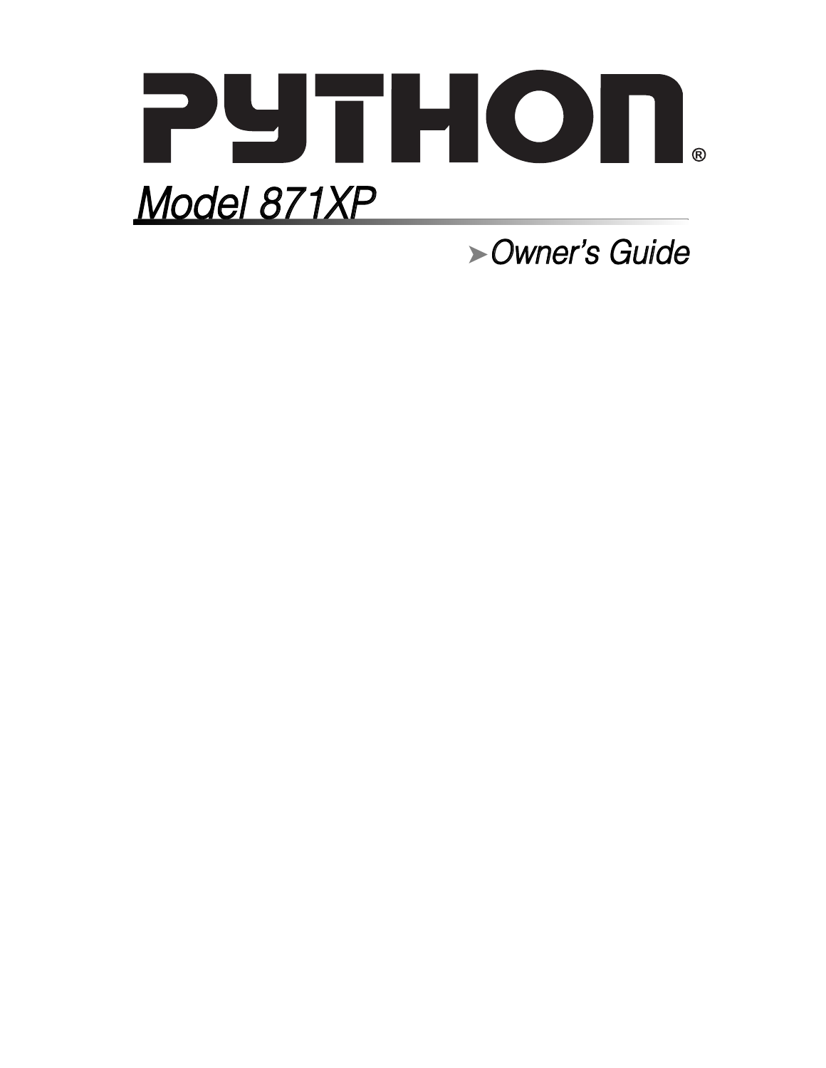# PYTHON®

## Model 871XP

### ➤Owner's Guide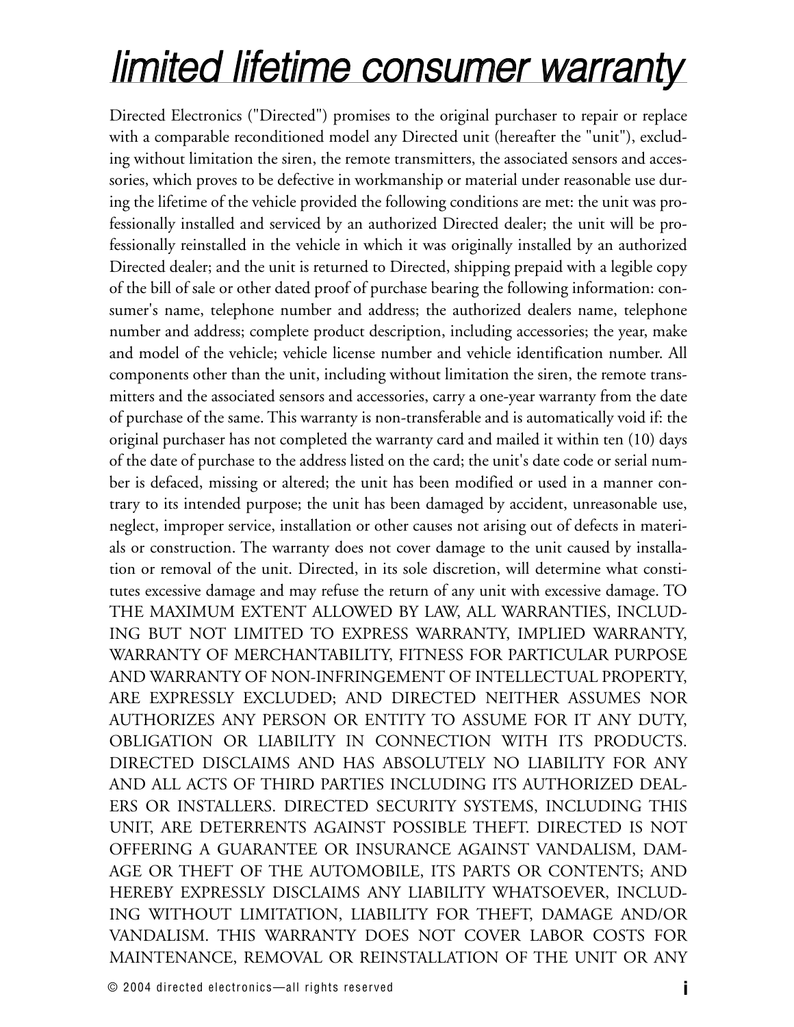# *limited lifetime consumer warranty*

Directed Electronics ("Directed") promises to the original purchaser to repair or replace with a comparable reconditioned model any Directed unit (hereafter the "unit"), excluding without limitation the siren, the remote transmitters, the associated sensors and accessories, which proves to be defective in workmanship or material under reasonable use during the lifetime of the vehicle provided the following conditions are met: the unit was professionally installed and serviced by an authorized Directed dealer; the unit will be professionally reinstalled in the vehicle in which it was originally installed by an authorized Directed dealer; and the unit is returned to Directed, shipping prepaid with a legible copy of the bill of sale or other dated proof of purchase bearing the following information: consumer's name, telephone number and address; the authorized dealers name, telephone number and address; complete product description, including accessories; the year, make and model of the vehicle; vehicle license number and vehicle identification number. All components other than the unit, including without limitation the siren, the remote transmitters and the associated sensors and accessories, carry a one-year warranty from the date of purchase of the same. This warranty is non-transferable and is automatically void if: the original purchaser has not completed the warranty card and mailed it within ten (10) days of the date of purchase to the address listed on the card; the unit's date code or serial number is defaced, missing or altered; the unit has been modified or used in a manner contrary to its intended purpose; the unit has been damaged by accident, unreasonable use, neglect, improper service, installation or other causes not arising out of defects in materials or construction. The warranty does not cover damage to the unit caused by installation or removal of the unit. Directed, in its sole discretion, will determine what constitutes excessive damage and may refuse the return of any unit with excessive damage. TO THE MAXIMUM EXTENT ALLOWED BY LAW, ALL WARRANTIES, INCLUDING BUT NOT LIMITED TO EXPRESS WARRANTY, IMPLIED WARRANTY, WARRANTY OF MERCHANTABILITY, FITNESS FOR PARTICULAR PURPOSE AND WARRANTY OF NON-INFRINGEMENT OF INTELLECTUAL PROPERTY, ARE EXPRESSLY EXCLUDED; AND DIRECTED NEITHER ASSUMES NOR AUTHORIZES ANY PERSON OR ENTITY TO ASSUME FOR IT ANY DUTY, OBLIGATION OR LIABILITY IN CONNECTION WITH ITS PRODUCTS. DIRECTED DISCLAIMS AND HAS ABSOLUTELY NO LIABILITY FOR ANY AND ALL ACTS OF THIRD PARTIES INCLUDING ITS AUTHORIZED DEALERS OR INSTALLERS. DIRECTED SECURITY SYSTEMS, INCLUDING THIS UNIT, ARE DETERRENTS AGAINST POSSIBLE THEFT. DIRECTED IS NOT OFFERING A GUARANTEE OR INSURANCE AGAINST VANDALISM, DAMAGE OR THEFT OF THE AUTOMOBILE, ITS PARTS OR CONTENTS; AND HEREBY EXPRESSLY DISCLAIMS ANY LIABILITY WHATSOEVER, INCLUDING WITHOUT LIMITATION, LIABILITY FOR THEFT, DAMAGE AND/OR VANDALISM. THIS WARRANTY DOES NOT COVER LABOR COSTS FOR MAINTENANCE, REMOVAL OR REINSTALLATION OF THE UNIT OR ANY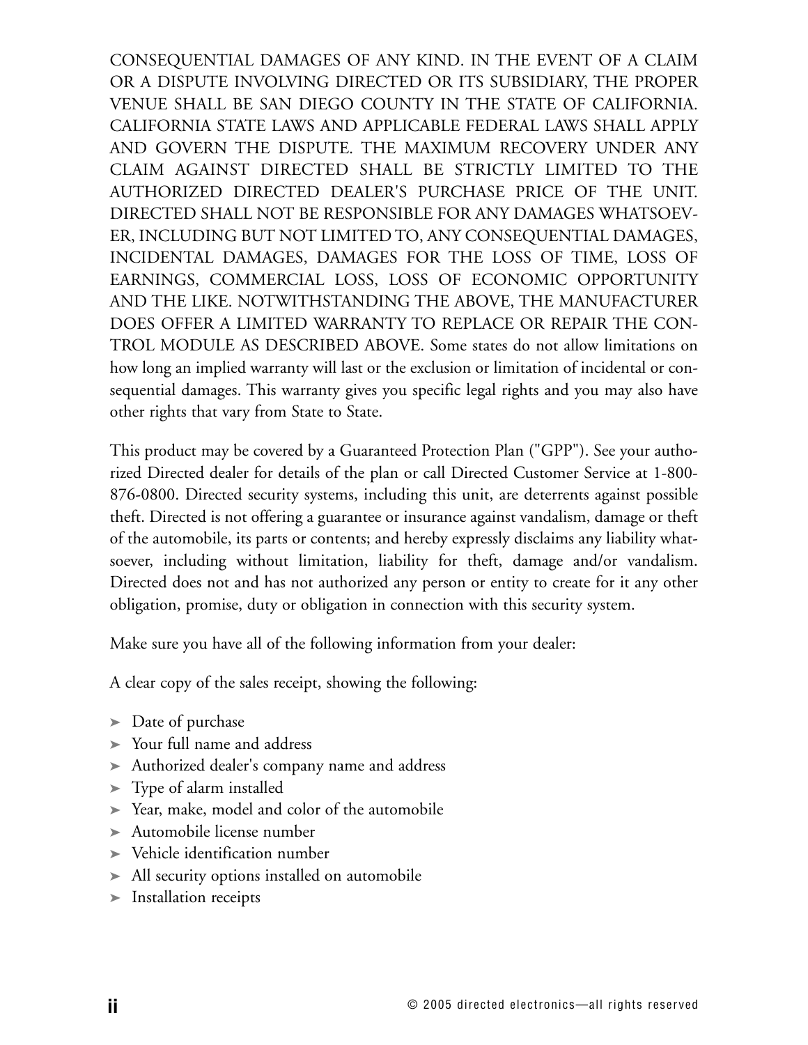CONSEQUENTIAL DAMAGES OF ANY KIND. IN THE EVENT OF A CLAIM OR A DISPUTE INVOLVING DIRECTED OR ITS SUBSIDIARY, THE PROPER VENUE SHALL BE SAN DIEGO COUNTY IN THE STATE OF CALIFORNIA. CALIFORNIA STATE LAWS AND APPLICABLE FEDERAL LAWS SHALL APPLY AND GOVERN THE DISPUTE. THE MAXIMUM RECOVERY UNDER ANY CLAIM AGAINST DIRECTED SHALL BE STRICTLY LIMITED TO THE AUTHORIZED DIRECTED DEALER'S PURCHASE PRICE OF THE UNIT. DIRECTED SHALL NOT BE RESPONSIBLE FOR ANY DAMAGES WHATSOEVER, INCLUDING BUT NOT LIMITED TO, ANY CONSEQUENTIAL DAMAGES, INCIDENTAL DAMAGES, DAMAGES FOR THE LOSS OF TIME, LOSS OF EARNINGS, COMMERCIAL LOSS, LOSS OF ECONOMIC OPPORTUNITY AND THE LIKE. NOTWITHSTANDING THE ABOVE, THE MANUFACTURER DOES OFFER A LIMITED WARRANTY TO REPLACE OR REPAIR THE CONTROL MODULE AS DESCRIBED ABOVE. Some states do not allow limitations on how long an implied warranty will last or the exclusion or limitation of incidental or consequential damages. This warranty gives you specific legal rights and you may also have other rights that vary from State to State.

This product may be covered by a Guaranteed Protection Plan ("GPP"). See your authorized Directed dealer for details of the plan or call Directed Customer Service at 1-800-876-0800. Directed security systems, including this unit, are deterrents against possible theft. Directed is not offering a guarantee or insurance against vandalism, damage or theft of the automobile, its parts or contents; and hereby expressly disclaims any liability whatsoever, including without limitation, liability for theft, damage and/or vandalism. Directed does not and has not authorized any person or entity to create for it any other obligation, promise, duty or obligation in connection with this security system.

Make sure you have all of the following information from your dealer:

A clear copy of the sales receipt, showing the following:

- Date of purchase
- Your full name and address
- Authorized dealer's company name and address
- Type of alarm installed
- Year, make, model and color of the automobile
- Automobile license number
- Vehicle identification number
- All security options installed on automobile
- Installation receipts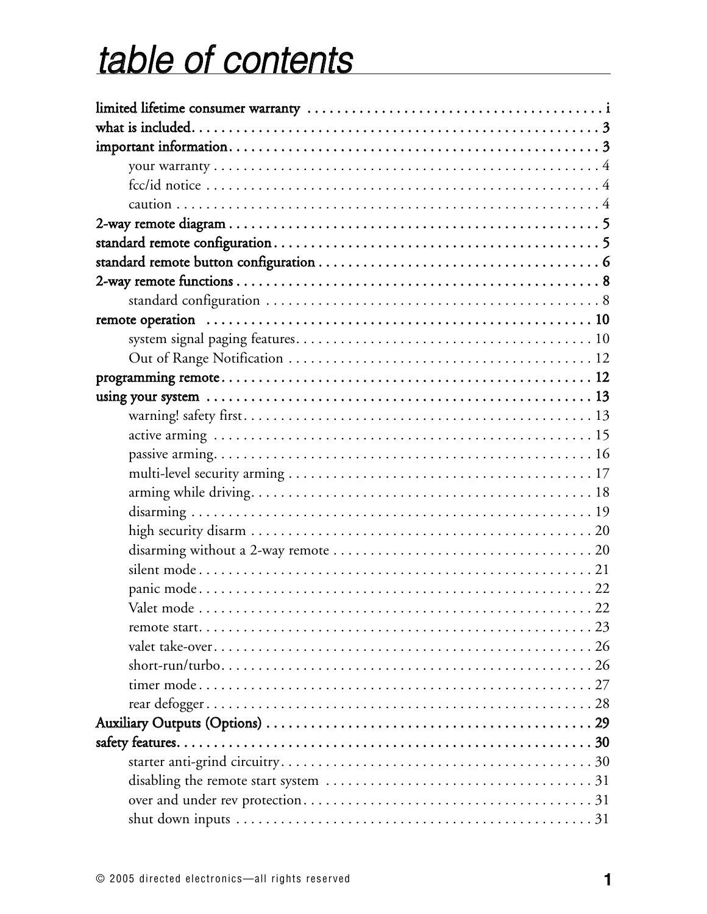# table of contents

**limited lifetime consumer warranty** . . . . . . . . . . . . . . . . . . . . . . . . . . . . . . . . . . . . . . . . **i**

**what is included** . . . . . . . . . . . . . . . . . . . . . . . . . . . . . . . . . . . . . . . . . . . . . . . . . . . . . . **3**

**important information** . . . . . . . . . . . . . . . . . . . . . . . . . . . . . . . . . . . . . . . . . . . . . . . . . **3**

- your warranty . . . . . . . . . . . . . . . . . . . . . . . . . . . . . . . . . . . . . . . . . . . . . . . . . . . 4
- fcc/id notice . . . . . . . . . . . . . . . . . . . . . . . . . . . . . . . . . . . . . . . . . . . . . . . . . . . . 4
- caution . . . . . . . . . . . . . . . . . . . . . . . . . . . . . . . . . . . . . . . . . . . . . . . . . . . . . . . . . 4

**2-way remote diagram** . . . . . . . . . . . . . . . . . . . . . . . . . . . . . . . . . . . . . . . . . . . . . . . . . **5**

**standard remote configuration** . . . . . . . . . . . . . . . . . . . . . . . . . . . . . . . . . . . . . . . . . . . **5**

**standard remote button configuration** . . . . . . . . . . . . . . . . . . . . . . . . . . . . . . . . . . . . . **6**

**2-way remote functions** . . . . . . . . . . . . . . . . . . . . . . . . . . . . . . . . . . . . . . . . . . . . . . . . **8**

- standard configuration . . . . . . . . . . . . . . . . . . . . . . . . . . . . . . . . . . . . . . . . . . . . . 8

**remote operation** . . . . . . . . . . . . . . . . . . . . . . . . . . . . . . . . . . . . . . . . . . . . . . . . . . . . . **10**

- system signal paging features . . . . . . . . . . . . . . . . . . . . . . . . . . . . . . . . . . . . . . . . 10
- Out of Range Notification . . . . . . . . . . . . . . . . . . . . . . . . . . . . . . . . . . . . . . . . . . 12

**programming remote** . . . . . . . . . . . . . . . . . . . . . . . . . . . . . . . . . . . . . . . . . . . . . . . . . . **12**

**using your system** . . . . . . . . . . . . . . . . . . . . . . . . . . . . . . . . . . . . . . . . . . . . . . . . . . . . **13**

- warning! safety first . . . . . . . . . . . . . . . . . . . . . . . . . . . . . . . . . . . . . . . . . . . . . . . 13
- active arming . . . . . . . . . . . . . . . . . . . . . . . . . . . . . . . . . . . . . . . . . . . . . . . . . . . . 15
- passive arming . . . . . . . . . . . . . . . . . . . . . . . . . . . . . . . . . . . . . . . . . . . . . . . . . . . 16
- multi-level security arming . . . . . . . . . . . . . . . . . . . . . . . . . . . . . . . . . . . . . . . . . 17
- arming while driving . . . . . . . . . . . . . . . . . . . . . . . . . . . . . . . . . . . . . . . . . . . . . . 18
- disarming . . . . . . . . . . . . . . . . . . . . . . . . . . . . . . . . . . . . . . . . . . . . . . . . . . . . . . . 19
- high security disarm . . . . . . . . . . . . . . . . . . . . . . . . . . . . . . . . . . . . . . . . . . . . . . 20
- disarming without a 2-way remote . . . . . . . . . . . . . . . . . . . . . . . . . . . . . . . . . . . 20
- silent mode . . . . . . . . . . . . . . . . . . . . . . . . . . . . . . . . . . . . . . . . . . . . . . . . . . . . . 21
- panic mode . . . . . . . . . . . . . . . . . . . . . . . . . . . . . . . . . . . . . . . . . . . . . . . . . . . . . 22
- Valet mode . . . . . . . . . . . . . . . . . . . . . . . . . . . . . . . . . . . . . . . . . . . . . . . . . . . . . 22
- remote start . . . . . . . . . . . . . . . . . . . . . . . . . . . . . . . . . . . . . . . . . . . . . . . . . . . . . 23
- valet take-over . . . . . . . . . . . . . . . . . . . . . . . . . . . . . . . . . . . . . . . . . . . . . . . . . . 26
- short-run/turbo . . . . . . . . . . . . . . . . . . . . . . . . . . . . . . . . . . . . . . . . . . . . . . . . . . 26
- timer mode . . . . . . . . . . . . . . . . . . . . . . . . . . . . . . . . . . . . . . . . . . . . . . . . . . . . . 27
- rear defogger . . . . . . . . . . . . . . . . . . . . . . . . . . . . . . . . . . . . . . . . . . . . . . . . . . . . 28

**Auxiliary Outputs (Options)** . . . . . . . . . . . . . . . . . . . . . . . . . . . . . . . . . . . . . . . . . . . . . **29**

**safety features** . . . . . . . . . . . . . . . . . . . . . . . . . . . . . . . . . . . . . . . . . . . . . . . . . . . . . . . **30**

- starter anti-grind circuitry . . . . . . . . . . . . . . . . . . . . . . . . . . . . . . . . . . . . . . . . . . 30
- disabling the remote start system . . . . . . . . . . . . . . . . . . . . . . . . . . . . . . . . . . . . 31
- over and under rev protection . . . . . . . . . . . . . . . . . . . . . . . . . . . . . . . . . . . . . . . 31
- shut down inputs . . . . . . . . . . . . . . . . . . . . . . . . . . . . . . . . . . . . . . . . . . . . . . . . . 31

© 2005 directed electronics—all rights reserved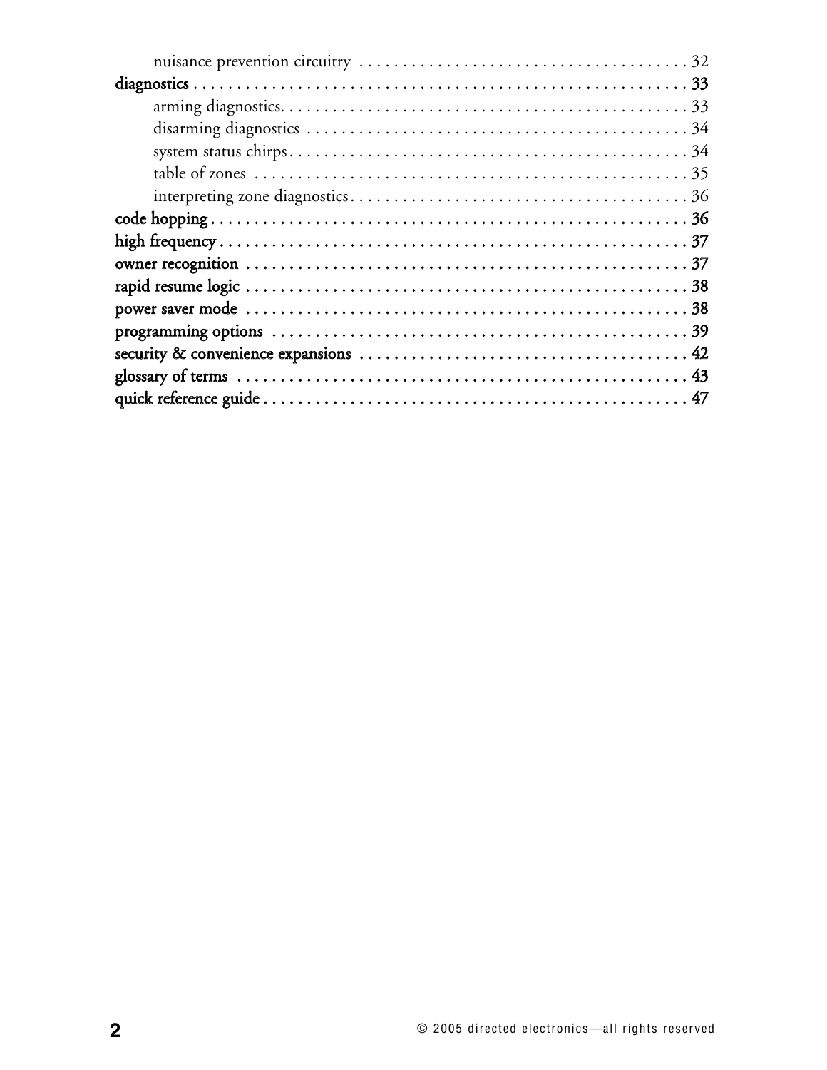- nuisance prevention circuitry . . . . . . . . . . . . . . . . . . . . . . . . . . . . . . . . . . . . . 32

**diagnostics** . . . . . . . . . . . . . . . . . . . . . . . . . . . . . . . . . . . . . . . . . . . . . . . . . . . . . . . . **33**

- arming diagnostics. . . . . . . . . . . . . . . . . . . . . . . . . . . . . . . . . . . . . . . . . . . . . . . 33
- disarming diagnostics . . . . . . . . . . . . . . . . . . . . . . . . . . . . . . . . . . . . . . . . . . . 34
- system status chirps. . . . . . . . . . . . . . . . . . . . . . . . . . . . . . . . . . . . . . . . . . . . . 34
- table of zones . . . . . . . . . . . . . . . . . . . . . . . . . . . . . . . . . . . . . . . . . . . . . . . . . . 35
- interpreting zone diagnostics. . . . . . . . . . . . . . . . . . . . . . . . . . . . . . . . . . . . . . . 36

**code hopping** . . . . . . . . . . . . . . . . . . . . . . . . . . . . . . . . . . . . . . . . . . . . . . . . . . . . . . **36**

**high frequency** . . . . . . . . . . . . . . . . . . . . . . . . . . . . . . . . . . . . . . . . . . . . . . . . . . . . . **37**

**owner recognition** . . . . . . . . . . . . . . . . . . . . . . . . . . . . . . . . . . . . . . . . . . . . . . . . . . . **37**

**rapid resume logic** . . . . . . . . . . . . . . . . . . . . . . . . . . . . . . . . . . . . . . . . . . . . . . . . . . **38**

**power saver mode** . . . . . . . . . . . . . . . . . . . . . . . . . . . . . . . . . . . . . . . . . . . . . . . . . . . **38**

**programming options** . . . . . . . . . . . . . . . . . . . . . . . . . . . . . . . . . . . . . . . . . . . . . . . . **39**

**security & convenience expansions** . . . . . . . . . . . . . . . . . . . . . . . . . . . . . . . . . . . . **42**

**glossary of terms** . . . . . . . . . . . . . . . . . . . . . . . . . . . . . . . . . . . . . . . . . . . . . . . . . . . . **43**

**quick reference guide** . . . . . . . . . . . . . . . . . . . . . . . . . . . . . . . . . . . . . . . . . . . . . . . . **47**

© 2005 directed electronics—all rights reserved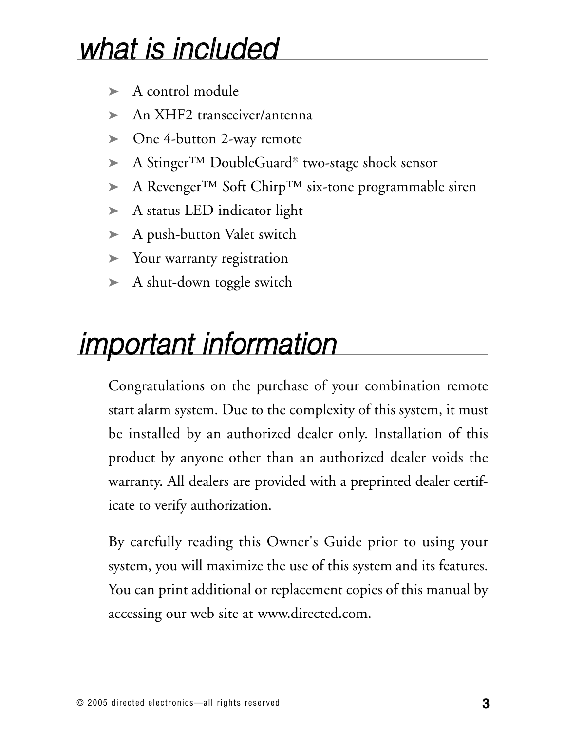# what is included

- A control module
- An XHF2 transceiver/antenna
- One 4-button 2-way remote
- A Stinger™ DoubleGuard® two-stage shock sensor
- A Revenger™ Soft Chirp™ six-tone programmable siren
- A status LED indicator light
- A push-button Valet switch
- Your warranty registration
- A shut-down toggle switch

# important information

Congratulations on the purchase of your combination remote start alarm system. Due to the complexity of this system, it must be installed by an authorized dealer only. Installation of this product by anyone other than an authorized dealer voids the warranty. All dealers are provided with a preprinted dealer certificate to verify authorization.

By carefully reading this Owner's Guide prior to using your system, you will maximize the use of this system and its features. You can print additional or replacement copies of this manual by accessing our web site at www.directed.com.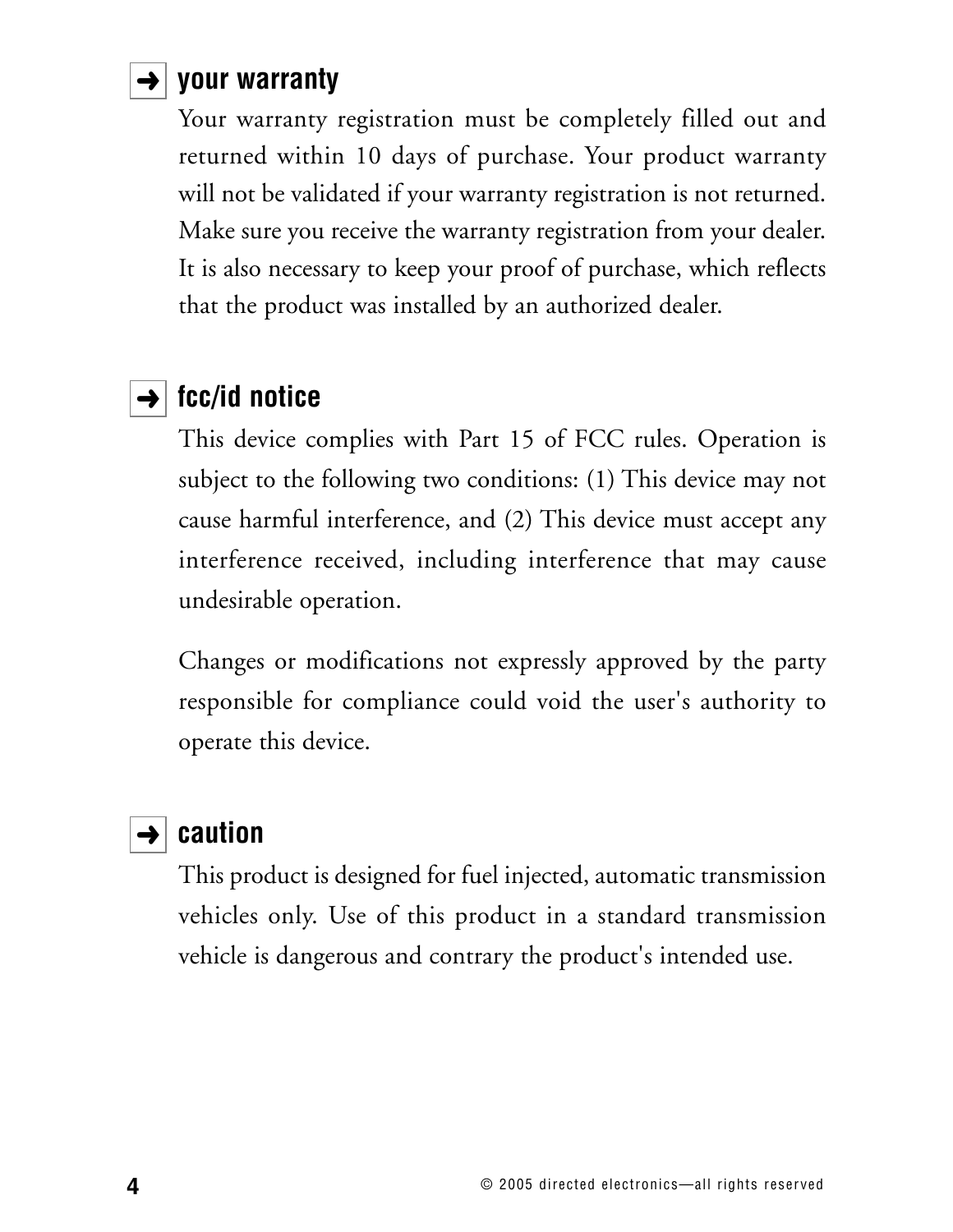## ➜ your warranty

Your warranty registration must be completely filled out and returned within 10 days of purchase. Your product warranty will not be validated if your warranty registration is not returned. Make sure you receive the warranty registration from your dealer. It is also necessary to keep your proof of purchase, which reflects that the product was installed by an authorized dealer.

## ➜ fcc/id notice

This device complies with Part 15 of FCC rules. Operation is subject to the following two conditions: (1) This device may not cause harmful interference, and (2) This device must accept any interference received, including interference that may cause undesirable operation.

Changes or modifications not expressly approved by the party responsible for compliance could void the user's authority to operate this device.

## ➜ caution

This product is designed for fuel injected, automatic transmission vehicles only. Use of this product in a standard transmission vehicle is dangerous and contrary the product's intended use.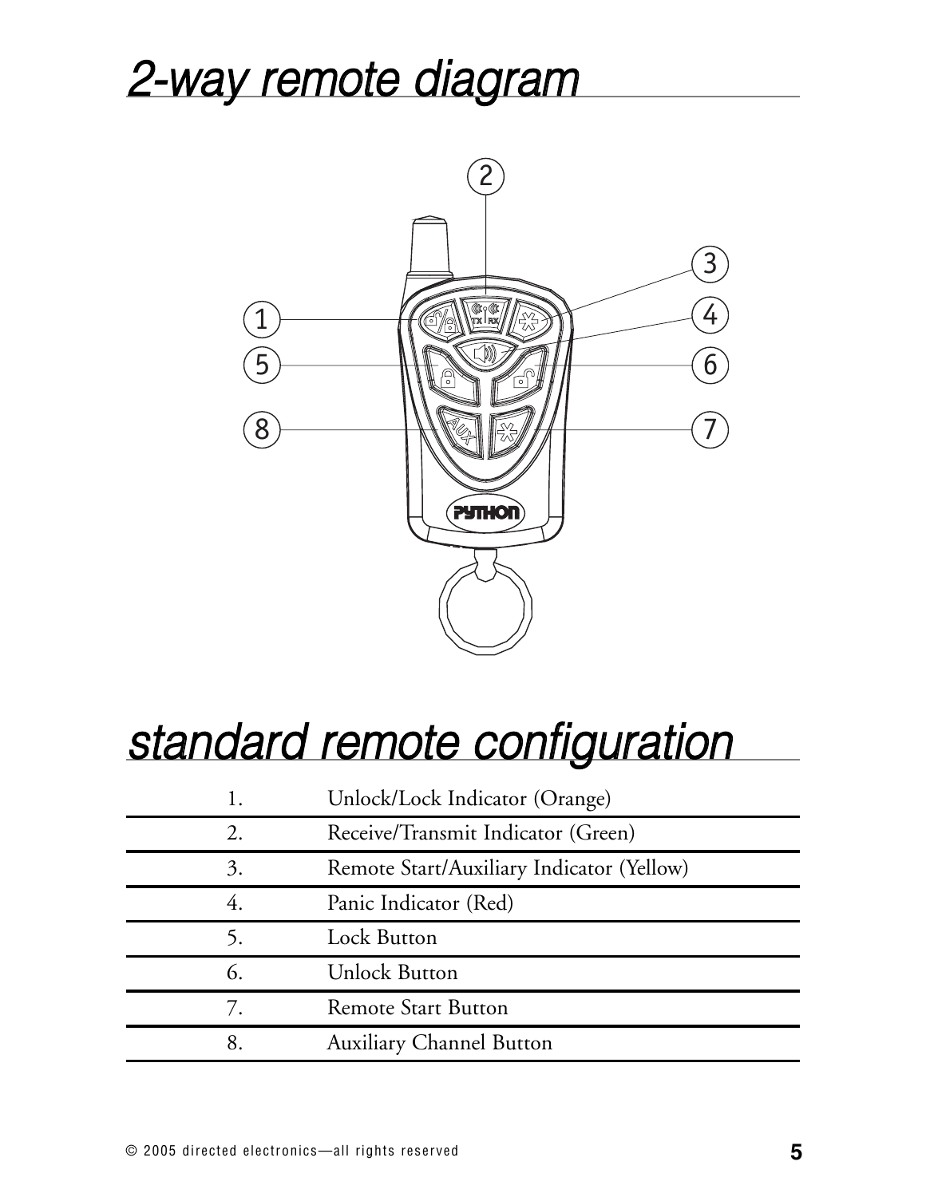## 2-way remote diagram

## standard remote configuration

| | |
|---|---|
| 1. | Unlock/Lock Indicator (Orange) |
| 2. | Receive/Transmit Indicator (Green) |
| 3. | Remote Start/Auxiliary Indicator (Yellow) |
| 4. | Panic Indicator (Red) |
| 5. | Lock Button |
| 6. | Unlock Button |
| 7. | Remote Start Button |
| 8. | Auxiliary Channel Button |

© 2005 directed electronics—all rights reserved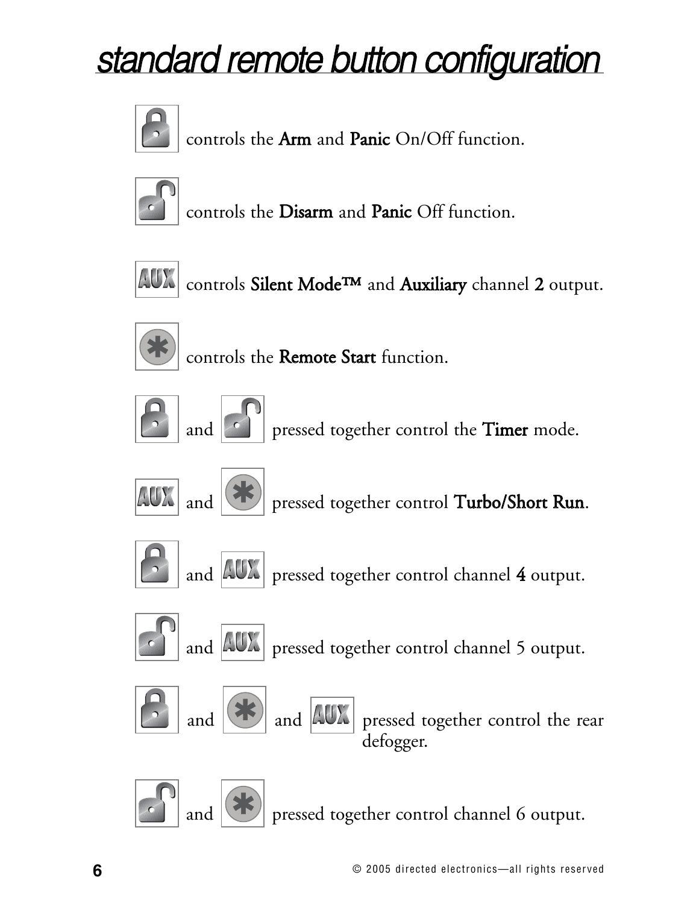# standard remote button configuration

[Lock] controls the **Arm** and **Panic** On/Off function.

[Unlock] controls the **Disarm** and **Panic** Off function.

[AUX] controls **Silent Mode™** and **Auxiliary** channel **2** output.

[*] controls the **Remote Start** function.

[Lock] and [Unlock] pressed together control the **Timer** mode.

[AUX] and [*] pressed together control **Turbo/Short Run**.

[Lock] and [AUX] pressed together control channel **4** output.

[Unlock] and [AUX] pressed together control channel 5 output.

[Lock] and [*] and [AUX] pressed together control the rear defogger.

[Unlock] and [*] pressed together control channel 6 output.

© 2005 directed electronics—all rights reserved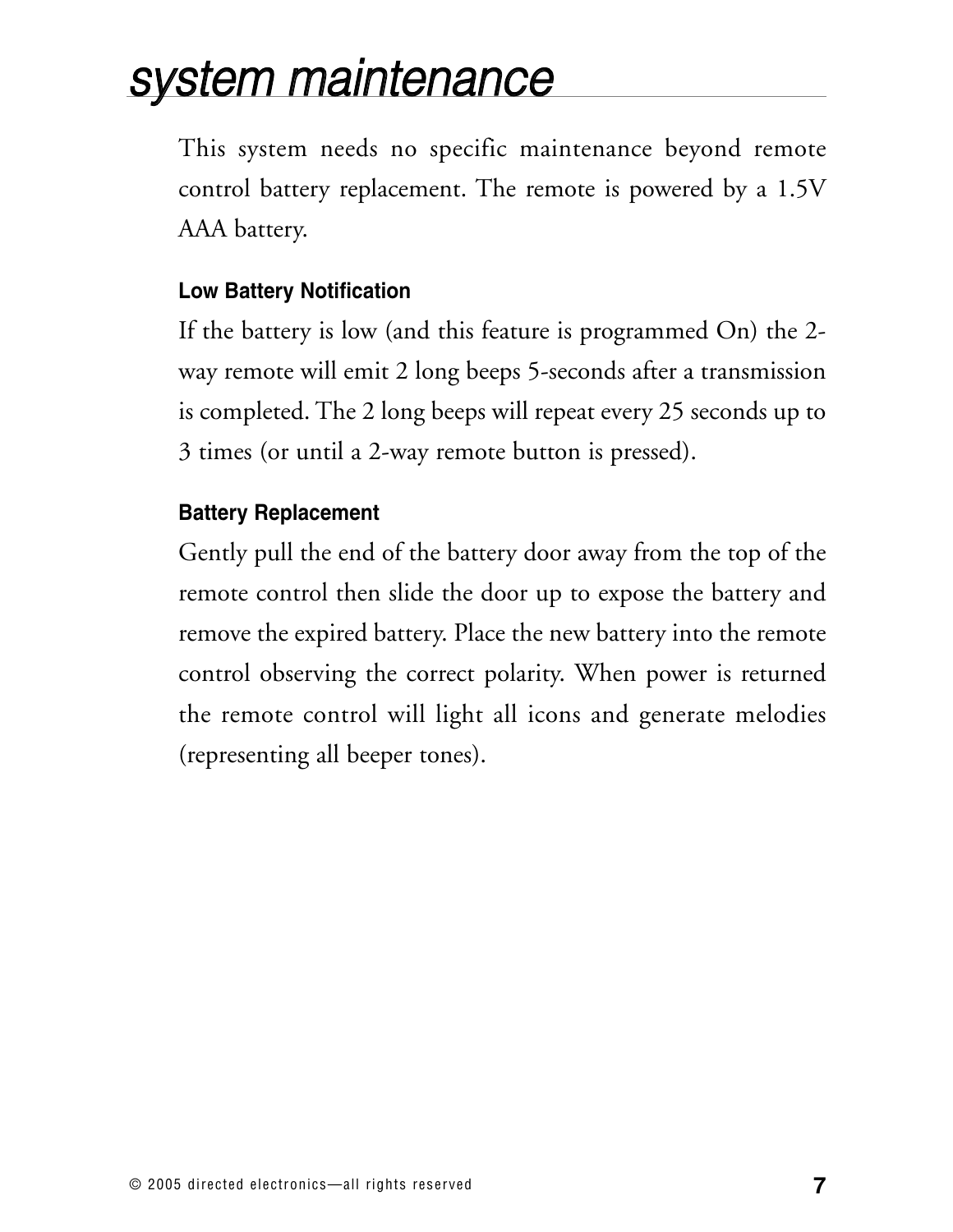# system maintenance

This system needs no specific maintenance beyond remote control battery replacement. The remote is powered by a 1.5V AAA battery.

### Low Battery Notification

If the battery is low (and this feature is programmed On) the 2-way remote will emit 2 long beeps 5-seconds after a transmission is completed. The 2 long beeps will repeat every 25 seconds up to 3 times (or until a 2-way remote button is pressed).

### Battery Replacement

Gently pull the end of the battery door away from the top of the remote control then slide the door up to expose the battery and remove the expired battery. Place the new battery into the remote control observing the correct polarity. When power is returned the remote control will light all icons and generate melodies (representing all beeper tones).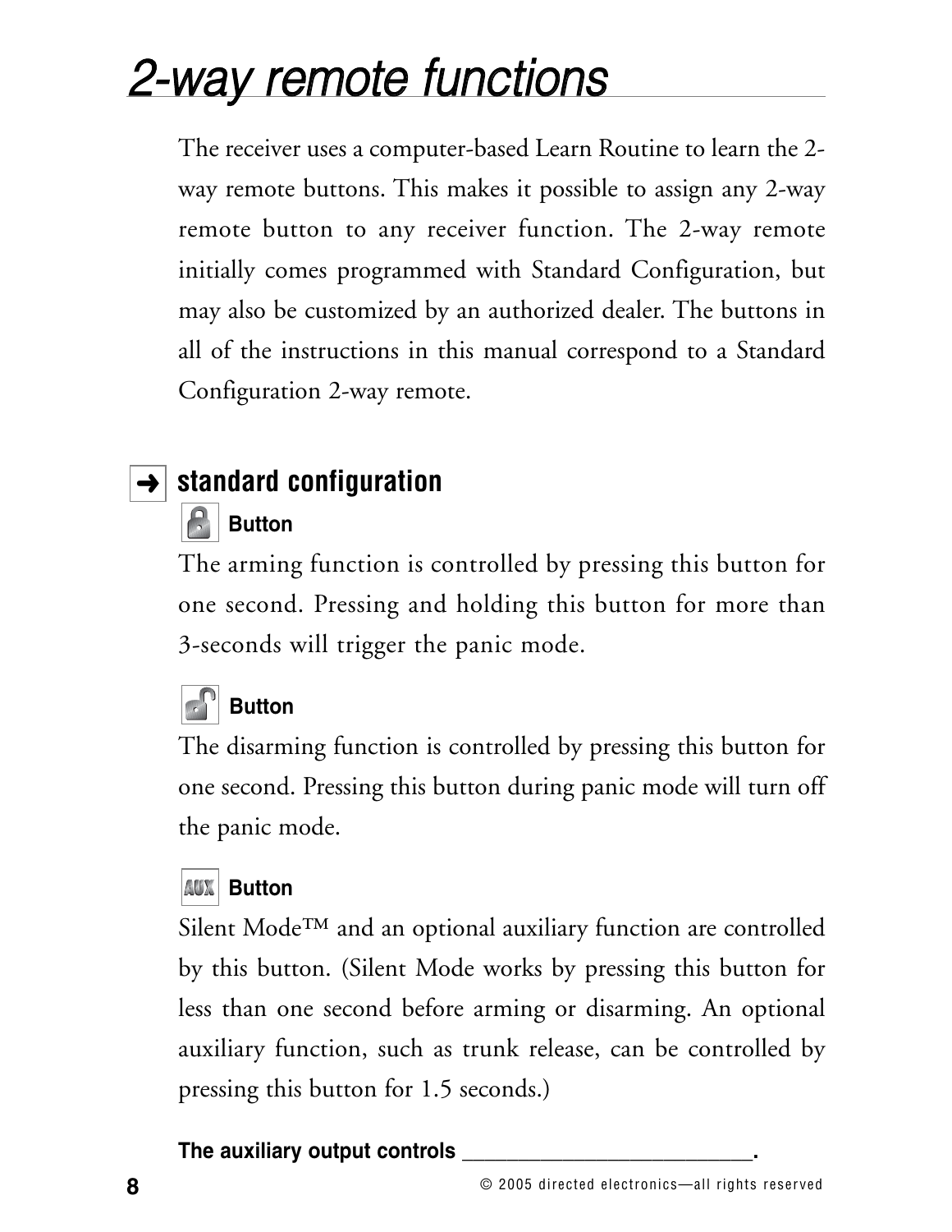# 2-way remote functions

The receiver uses a computer-based Learn Routine to learn the 2-way remote buttons. This makes it possible to assign any 2-way remote button to any receiver function. The 2-way remote initially comes programmed with Standard Configuration, but may also be customized by an authorized dealer. The buttons in all of the instructions in this manual correspond to a Standard Configuration 2-way remote.

## standard configuration

### Button

The arming function is controlled by pressing this button for one second. Pressing and holding this button for more than 3-seconds will trigger the panic mode.

### Button

The disarming function is controlled by pressing this button for one second. Pressing this button during panic mode will turn off the panic mode.

### AUX Button

Silent Mode™ and an optional auxiliary function are controlled by this button. (Silent Mode works by pressing this button for less than one second before arming or disarming. An optional auxiliary function, such as trunk release, can be controlled by pressing this button for 1.5 seconds.)

**The auxiliary output controls _________________________.**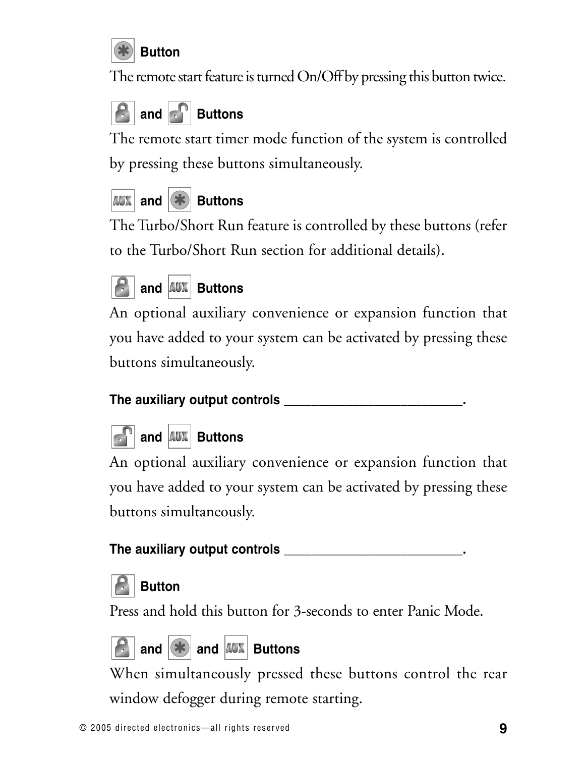### ✱ Button

The remote start feature is turned On/Off by pressing this button twice.

### Lock and Unlock Buttons

The remote start timer mode function of the system is controlled by pressing these buttons simultaneously.

### AUX and ✱ Buttons

The Turbo/Short Run feature is controlled by these buttons (refer to the Turbo/Short Run section for additional details).

### Lock and AUX Buttons

An optional auxiliary convenience or expansion function that you have added to your system can be activated by pressing these buttons simultaneously.

**The auxiliary output controls _________________________.**

### Unlock and AUX Buttons

An optional auxiliary convenience or expansion function that you have added to your system can be activated by pressing these buttons simultaneously.

**The auxiliary output controls _________________________.**

### Lock Button

Press and hold this button for 3-seconds to enter Panic Mode.

### Lock and ✱ and AUX Buttons

When simultaneously pressed these buttons control the rear window defogger during remote starting.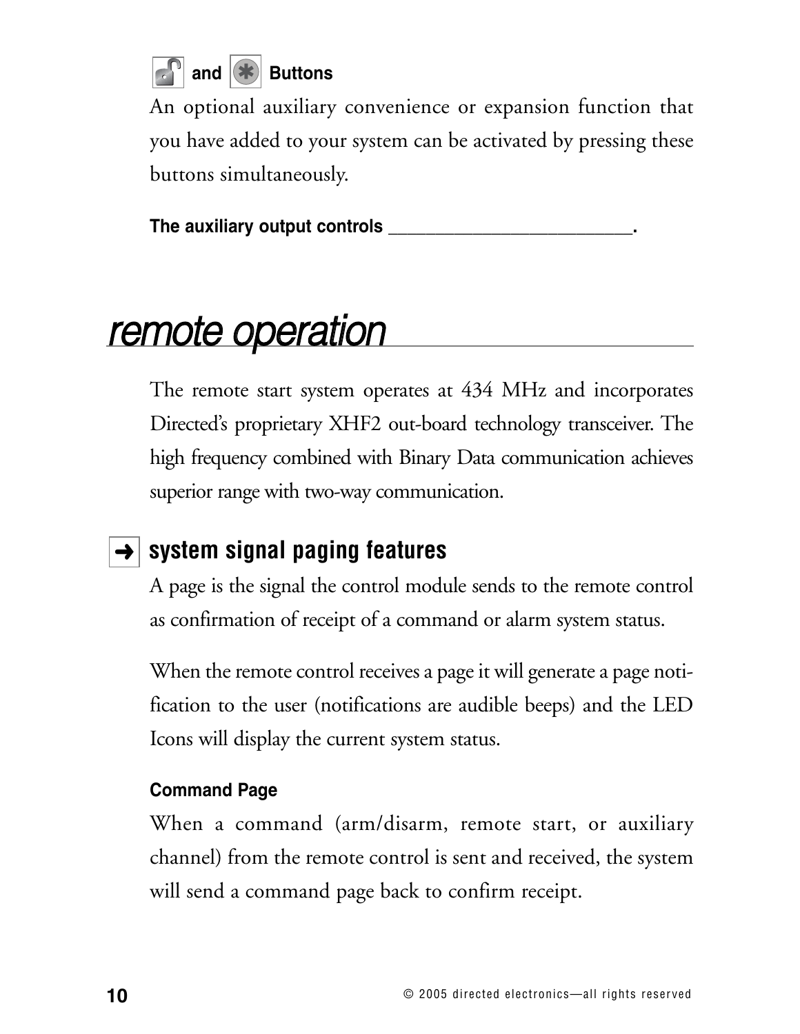### and Buttons

An optional auxiliary convenience or expansion function that you have added to your system can be activated by pressing these buttons simultaneously.

**The auxiliary output controls ___________________________.**

# *remote operation*

The remote start system operates at 434 MHz and incorporates Directed's proprietary XHF2 out-board technology transceiver. The high frequency combined with Binary Data communication achieves superior range with two-way communication.

## ➜ system signal paging features

A page is the signal the control module sends to the remote control as confirmation of receipt of a command or alarm system status.

When the remote control receives a page it will generate a page notification to the user (notifications are audible beeps) and the LED Icons will display the current system status.

### Command Page

When a command (arm/disarm, remote start, or auxiliary channel) from the remote control is sent and received, the system will send a command page back to confirm receipt.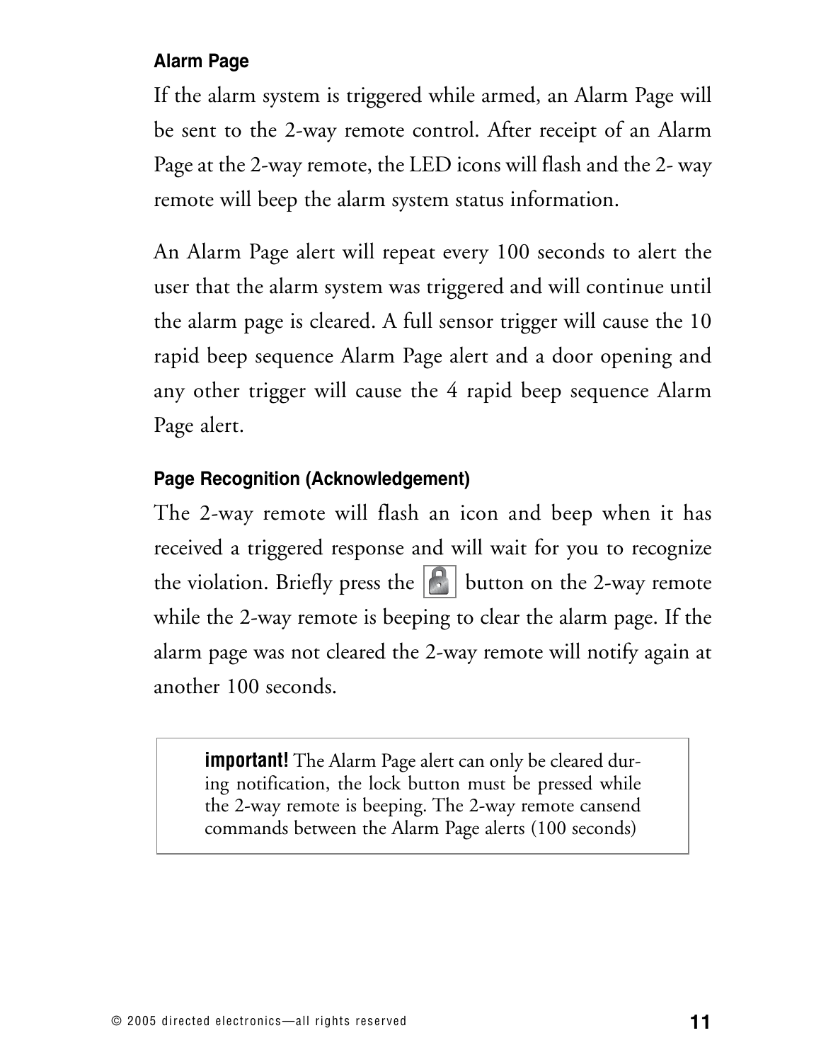### Alarm Page

If the alarm system is triggered while armed, an Alarm Page will be sent to the 2-way remote control. After receipt of an Alarm Page at the 2-way remote, the LED icons will flash and the 2- way remote will beep the alarm system status information.

An Alarm Page alert will repeat every 100 seconds to alert the user that the alarm system was triggered and will continue until the alarm page is cleared. A full sensor trigger will cause the 10 rapid beep sequence Alarm Page alert and a door opening and any other trigger will cause the 4 rapid beep sequence Alarm Page alert.

### Page Recognition (Acknowledgement)

The 2-way remote will flash an icon and beep when it has received a triggered response and will wait for you to recognize the violation. Briefly press the lock button on the 2-way remote while the 2-way remote is beeping to clear the alarm page. If the alarm page was not cleared the 2-way remote will notify again at another 100 seconds.

> **important!** The Alarm Page alert can only be cleared during notification, the lock button must be pressed while the 2-way remote is beeping. The 2-way remote cansend commands between the Alarm Page alerts (100 seconds)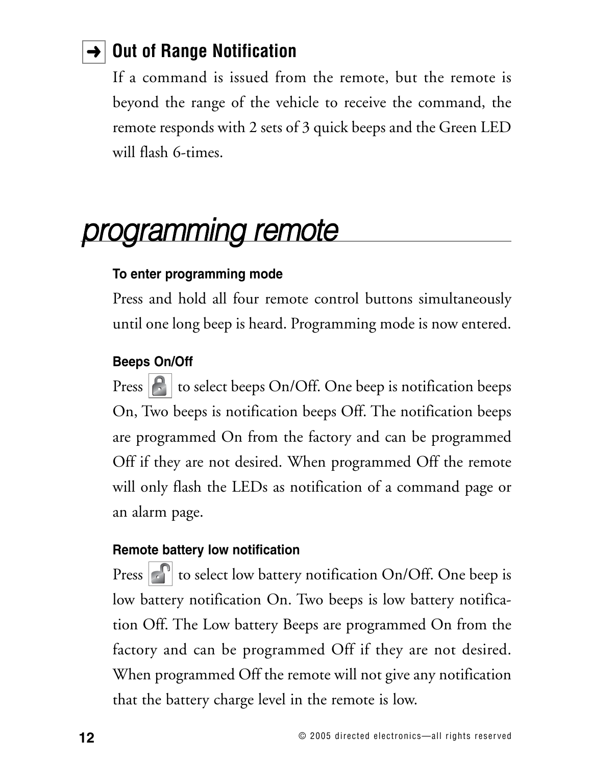### ➜ Out of Range Notification

If a command is issued from the remote, but the remote is beyond the range of the vehicle to receive the command, the remote responds with 2 sets of 3 quick beeps and the Green LED will flash 6-times.

# *programming remote*

#### To enter programming mode

Press and hold all four remote control buttons simultaneously until one long beep is heard. Programming mode is now entered.

#### Beeps On/Off

Press 🔒 to select beeps On/Off. One beep is notification beeps On, Two beeps is notification beeps Off. The notification beeps are programmed On from the factory and can be programmed Off if they are not desired. When programmed Off the remote will only flash the LEDs as notification of a command page or an alarm page.

#### Remote battery low notification

Press 🔓 to select low battery notification On/Off. One beep is low battery notification On. Two beeps is low battery notification Off. The Low battery Beeps are programmed On from the factory and can be programmed Off if they are not desired. When programmed Off the remote will not give any notification that the battery charge level in the remote is low.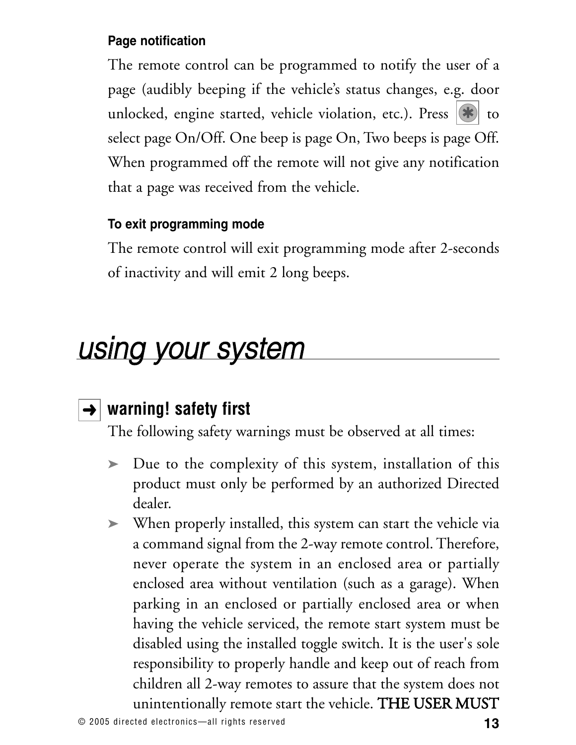### Page notification

The remote control can be programmed to notify the user of a page (audibly beeping if the vehicle's status changes, e.g. door unlocked, engine started, vehicle violation, etc.). Press * to select page On/Off. One beep is page On, Two beeps is page Off. When programmed off the remote will not give any notification that a page was received from the vehicle.

### To exit programming mode

The remote control will exit programming mode after 2-seconds of inactivity and will emit 2 long beeps.

# *using your system*

## warning! safety first

The following safety warnings must be observed at all times:

- Due to the complexity of this system, installation of this product must only be performed by an authorized Directed dealer.
- When properly installed, this system can start the vehicle via a command signal from the 2-way remote control. Therefore, never operate the system in an enclosed area or partially enclosed area without ventilation (such as a garage). When parking in an enclosed or partially enclosed area or when having the vehicle serviced, the remote start system must be disabled using the installed toggle switch. It is the user's sole responsibility to properly handle and keep out of reach from children all 2-way remotes to assure that the system does not unintentionally remote start the vehicle. THE USER MUST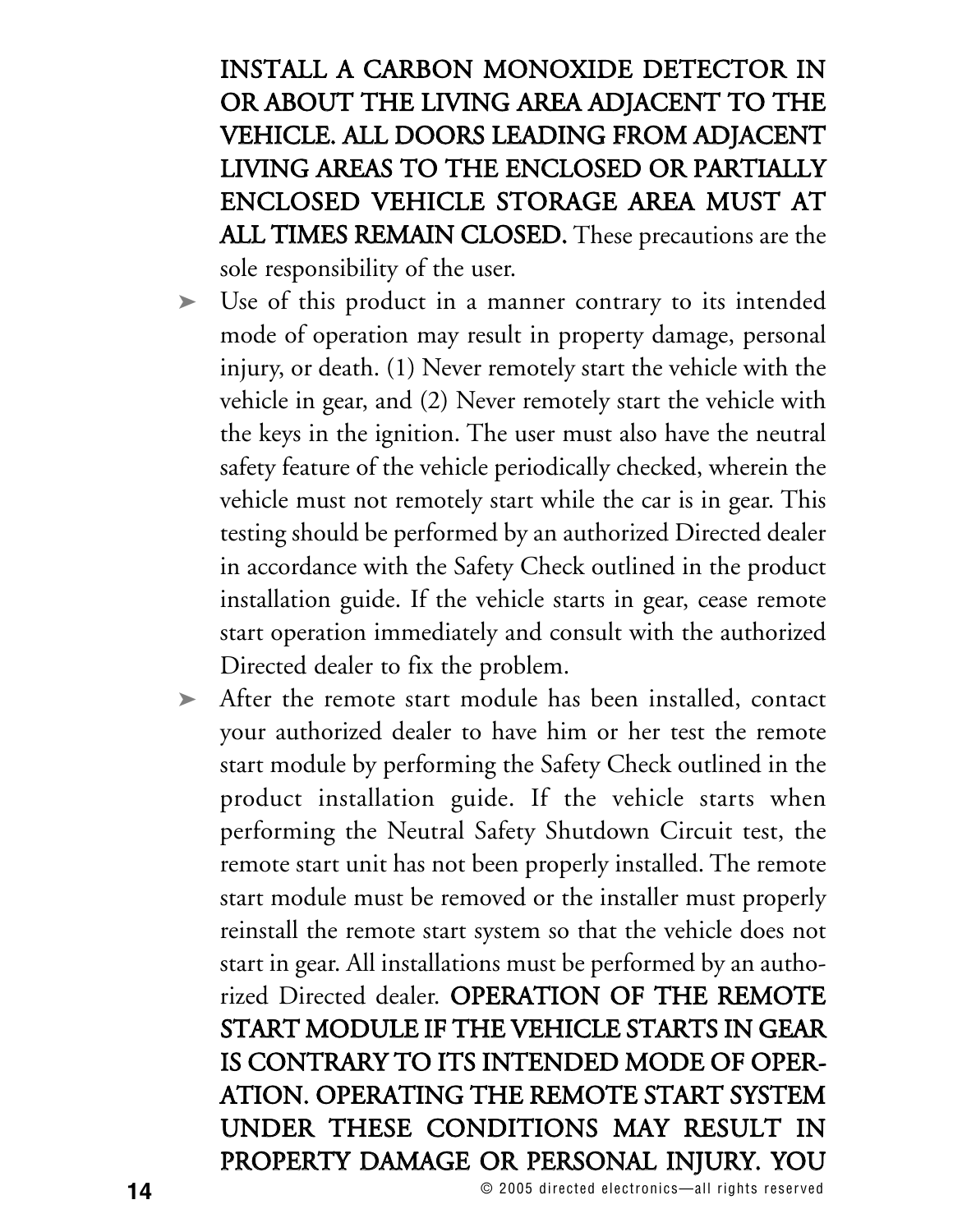**INSTALL A CARBON MONOXIDE DETECTOR IN OR ABOUT THE LIVING AREA ADJACENT TO THE VEHICLE. ALL DOORS LEADING FROM ADJACENT LIVING AREAS TO THE ENCLOSED OR PARTIALLY ENCLOSED VEHICLE STORAGE AREA MUST AT ALL TIMES REMAIN CLOSED.** These precautions are the sole responsibility of the user.

- Use of this product in a manner contrary to its intended mode of operation may result in property damage, personal injury, or death. (1) Never remotely start the vehicle with the vehicle in gear, and (2) Never remotely start the vehicle with the keys in the ignition. The user must also have the neutral safety feature of the vehicle periodically checked, wherein the vehicle must not remotely start while the car is in gear. This testing should be performed by an authorized Directed dealer in accordance with the Safety Check outlined in the product installation guide. If the vehicle starts in gear, cease remote start operation immediately and consult with the authorized Directed dealer to fix the problem.
- After the remote start module has been installed, contact your authorized dealer to have him or her test the remote start module by performing the Safety Check outlined in the product installation guide. If the vehicle starts when performing the Neutral Safety Shutdown Circuit test, the remote start unit has not been properly installed. The remote start module must be removed or the installer must properly reinstall the remote start system so that the vehicle does not start in gear. All installations must be performed by an authorized Directed dealer. **OPERATION OF THE REMOTE START MODULE IF THE VEHICLE STARTS IN GEAR IS CONTRARY TO ITS INTENDED MODE OF OPERATION. OPERATING THE REMOTE START SYSTEM UNDER THESE CONDITIONS MAY RESULT IN PROPERTY DAMAGE OR PERSONAL INJURY. YOU**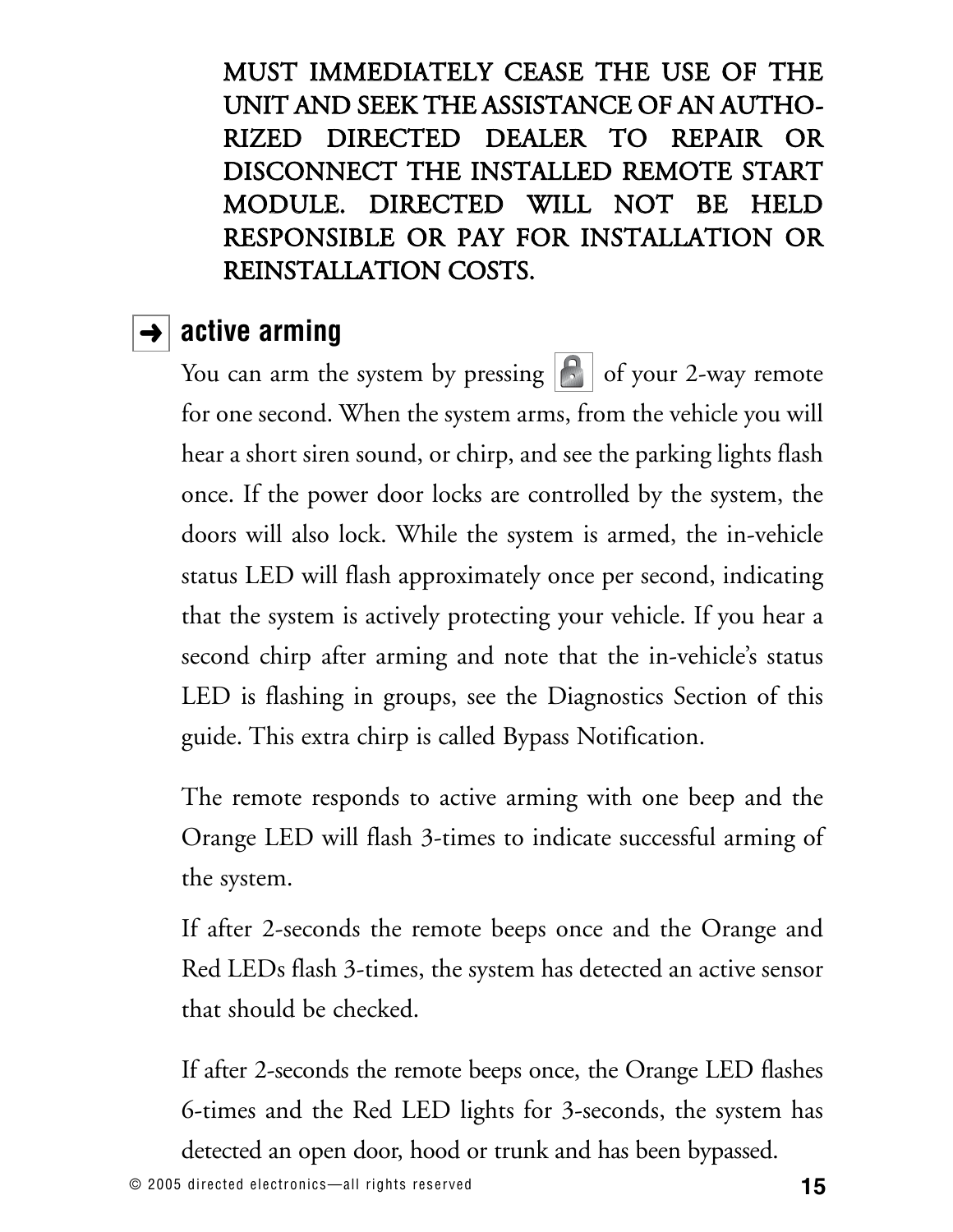MUST IMMEDIATELY CEASE THE USE OF THE UNIT AND SEEK THE ASSISTANCE OF AN AUTHORIZED DIRECTED DEALER TO REPAIR OR DISCONNECT THE INSTALLED REMOTE START MODULE. DIRECTED WILL NOT BE HELD RESPONSIBLE OR PAY FOR INSTALLATION OR REINSTALLATION COSTS.

## ➜ active arming

You can arm the system by pressing 🔒 of your 2-way remote for one second. When the system arms, from the vehicle you will hear a short siren sound, or chirp, and see the parking lights flash once. If the power door locks are controlled by the system, the doors will also lock. While the system is armed, the in-vehicle status LED will flash approximately once per second, indicating that the system is actively protecting your vehicle. If you hear a second chirp after arming and note that the in-vehicle's status LED is flashing in groups, see the Diagnostics Section of this guide. This extra chirp is called Bypass Notification.

The remote responds to active arming with one beep and the Orange LED will flash 3-times to indicate successful arming of the system.

If after 2-seconds the remote beeps once and the Orange and Red LEDs flash 3-times, the system has detected an active sensor that should be checked.

If after 2-seconds the remote beeps once, the Orange LED flashes 6-times and the Red LED lights for 3-seconds, the system has detected an open door, hood or trunk and has been bypassed.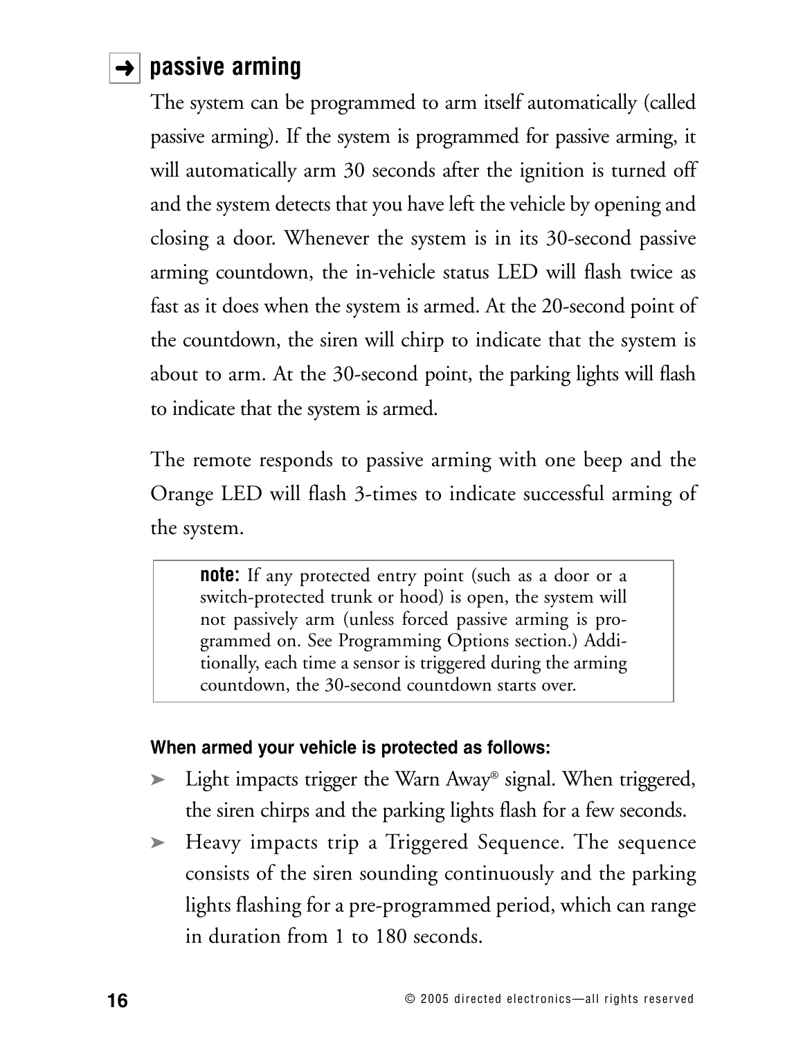## passive arming

The system can be programmed to arm itself automatically (called passive arming). If the system is programmed for passive arming, it will automatically arm 30 seconds after the ignition is turned off and the system detects that you have left the vehicle by opening and closing a door. Whenever the system is in its 30-second passive arming countdown, the in-vehicle status LED will flash twice as fast as it does when the system is armed. At the 20-second point of the countdown, the siren will chirp to indicate that the system is about to arm. At the 30-second point, the parking lights will flash to indicate that the system is armed.

The remote responds to passive arming with one beep and the Orange LED will flash 3-times to indicate successful arming of the system.

> **note:** If any protected entry point (such as a door or a switch-protected trunk or hood) is open, the system will not passively arm (unless forced passive arming is programmed on. See Programming Options section.) Additionally, each time a sensor is triggered during the arming countdown, the 30-second countdown starts over.

**When armed your vehicle is protected as follows:**

- Light impacts trigger the Warn Away® signal. When triggered, the siren chirps and the parking lights flash for a few seconds.
- Heavy impacts trip a Triggered Sequence. The sequence consists of the siren sounding continuously and the parking lights flashing for a pre-programmed period, which can range in duration from 1 to 180 seconds.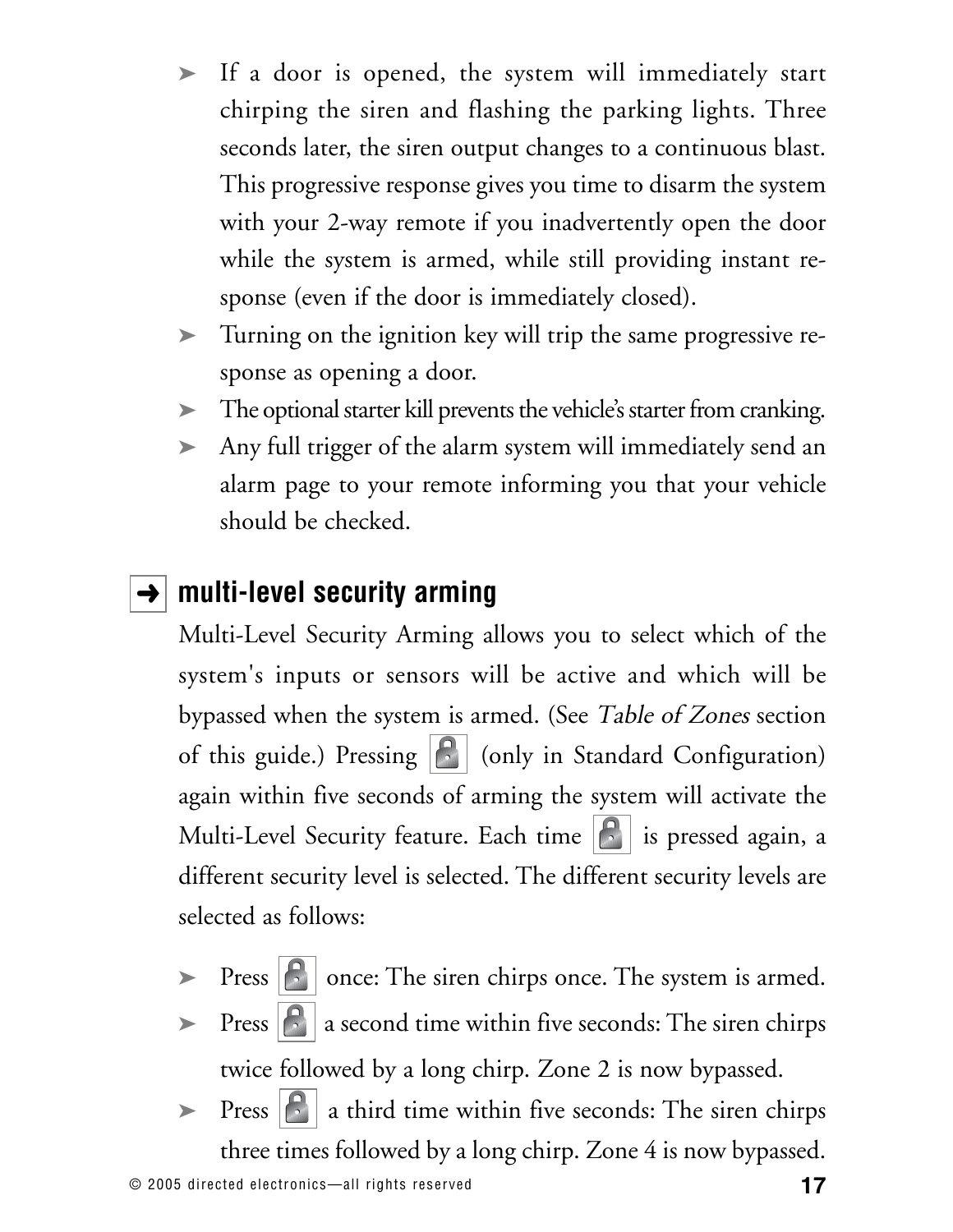- If a door is opened, the system will immediately start chirping the siren and flashing the parking lights. Three seconds later, the siren output changes to a continuous blast. This progressive response gives you time to disarm the system with your 2-way remote if you inadvertently open the door while the system is armed, while still providing instant response (even if the door is immediately closed).
- Turning on the ignition key will trip the same progressive response as opening a door.
- The optional starter kill prevents the vehicle's starter from cranking.
- Any full trigger of the alarm system will immediately send an alarm page to your remote informing you that your vehicle should be checked.

## ➜ multi-level security arming

Multi-Level Security Arming allows you to select which of the system's inputs or sensors will be active and which will be bypassed when the system is armed. (See *Table of Zones* section of this guide.) Pressing lock icon (only in Standard Configuration) again within five seconds of arming the system will activate the Multi-Level Security feature. Each time lock icon is pressed again, a different security level is selected. The different security levels are selected as follows:

- Press lock icon once: The siren chirps once. The system is armed.
- Press lock icon a second time within five seconds: The siren chirps twice followed by a long chirp. Zone 2 is now bypassed.
- Press lock icon a third time within five seconds: The siren chirps three times followed by a long chirp. Zone 4 is now bypassed.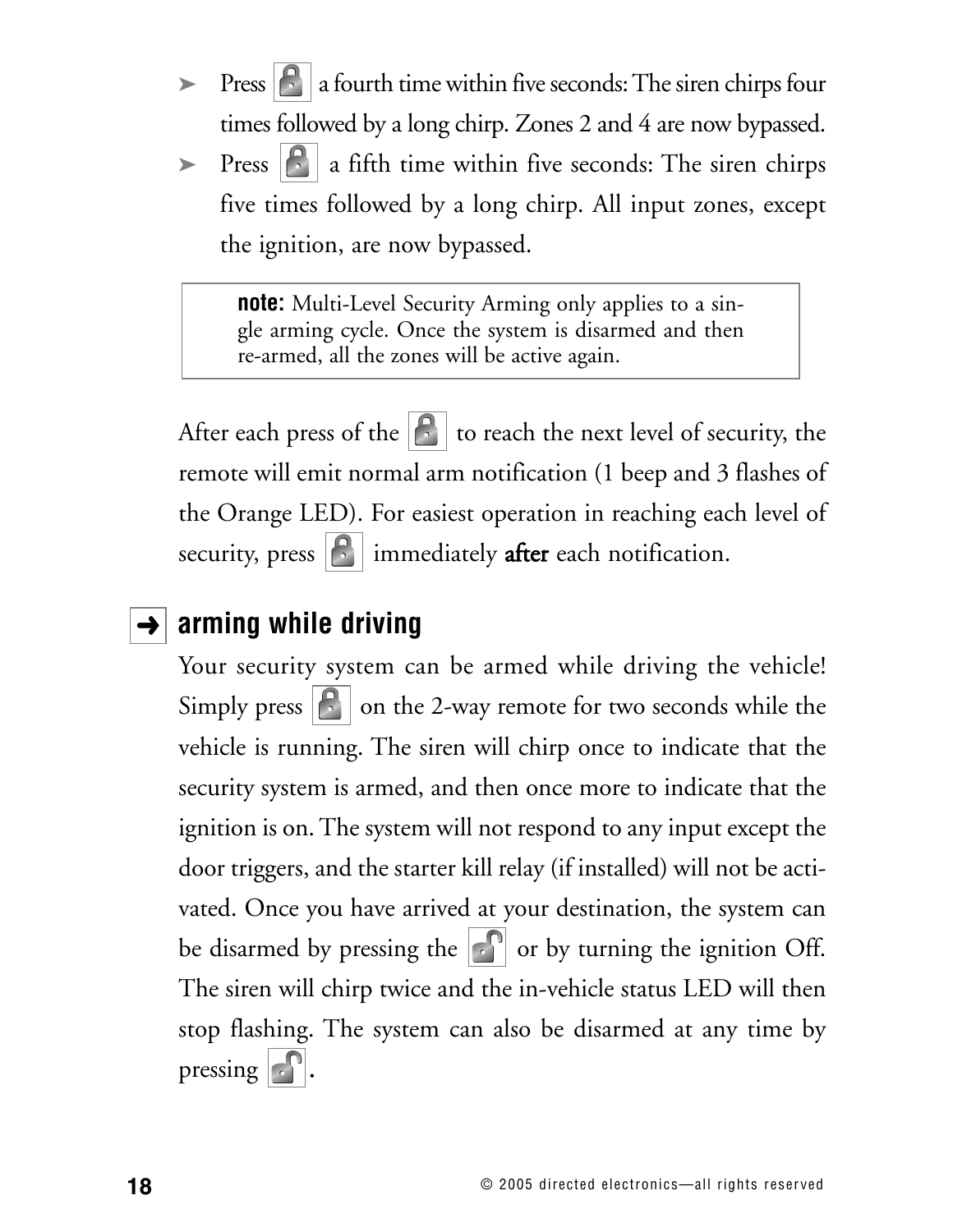- Press 🔒 a fourth time within five seconds: The siren chirps four times followed by a long chirp. Zones 2 and 4 are now bypassed.
- Press 🔒 a fifth time within five seconds: The siren chirps five times followed by a long chirp. All input zones, except the ignition, are now bypassed.

> **note:** Multi-Level Security Arming only applies to a single arming cycle. Once the system is disarmed and then re-armed, all the zones will be active again.

After each press of the 🔒 to reach the next level of security, the remote will emit normal arm notification (1 beep and 3 flashes of the Orange LED). For easiest operation in reaching each level of security, press 🔒 immediately **after** each notification.

## arming while driving

Your security system can be armed while driving the vehicle! Simply press 🔒 on the 2-way remote for two seconds while the vehicle is running. The siren will chirp once to indicate that the security system is armed, and then once more to indicate that the ignition is on. The system will not respond to any input except the door triggers, and the starter kill relay (if installed) will not be activated. Once you have arrived at your destination, the system can be disarmed by pressing the 🔓 or by turning the ignition Off. The siren will chirp twice and the in-vehicle status LED will then stop flashing. The system can also be disarmed at any time by pressing 🔓.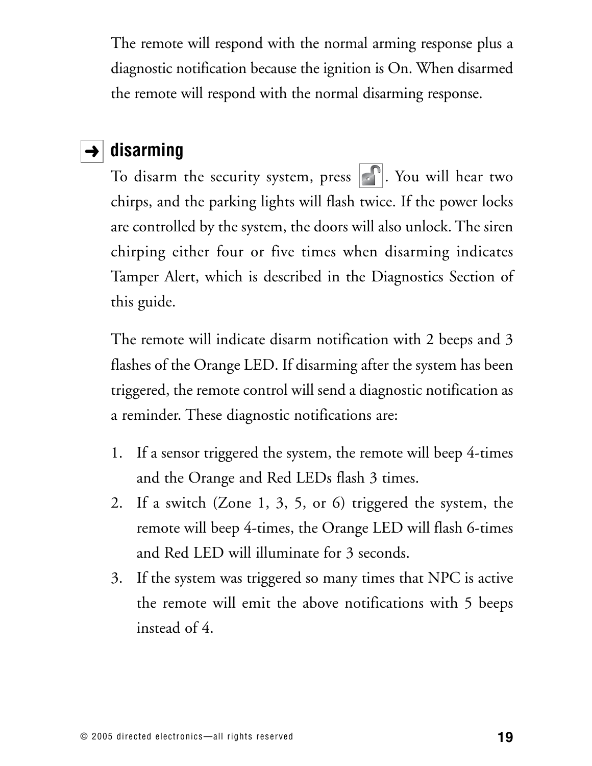The remote will respond with the normal arming response plus a diagnostic notification because the ignition is On. When disarmed the remote will respond with the normal disarming response.

## ➜ disarming

To disarm the security system, press 🔓. You will hear two chirps, and the parking lights will flash twice. If the power locks are controlled by the system, the doors will also unlock. The siren chirping either four or five times when disarming indicates Tamper Alert, which is described in the Diagnostics Section of this guide.

The remote will indicate disarm notification with 2 beeps and 3 flashes of the Orange LED. If disarming after the system has been triggered, the remote control will send a diagnostic notification as a reminder. These diagnostic notifications are:

1. If a sensor triggered the system, the remote will beep 4-times and the Orange and Red LEDs flash 3 times.
2. If a switch (Zone 1, 3, 5, or 6) triggered the system, the remote will beep 4-times, the Orange LED will flash 6-times and Red LED will illuminate for 3 seconds.
3. If the system was triggered so many times that NPC is active the remote will emit the above notifications with 5 beeps instead of 4.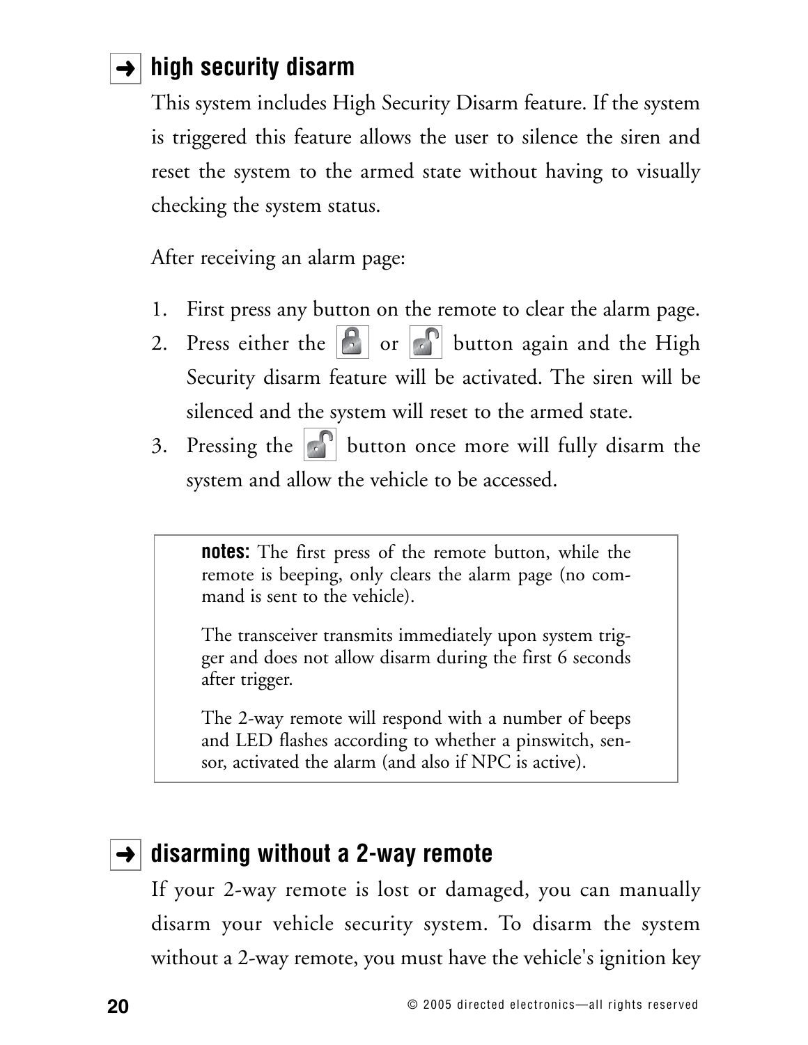## ➜ high security disarm

This system includes High Security Disarm feature. If the system is triggered this feature allows the user to silence the siren and reset the system to the armed state without having to visually checking the system status.

After receiving an alarm page:

1. First press any button on the remote to clear the alarm page.
2. Press either the [lock] or [unlock] button again and the High Security disarm feature will be activated. The siren will be silenced and the system will reset to the armed state.
3. Pressing the [unlock] button once more will fully disarm the system and allow the vehicle to be accessed.

> **notes:** The first press of the remote button, while the remote is beeping, only clears the alarm page (no command is sent to the vehicle).
>
> The transceiver transmits immediately upon system trigger and does not allow disarm during the first 6 seconds after trigger.
>
> The 2-way remote will respond with a number of beeps and LED flashes according to whether a pinswitch, sensor, activated the alarm (and also if NPC is active).

## ➜ disarming without a 2-way remote

If your 2-way remote is lost or damaged, you can manually disarm your vehicle security system. To disarm the system without a 2-way remote, you must have the vehicle's ignition key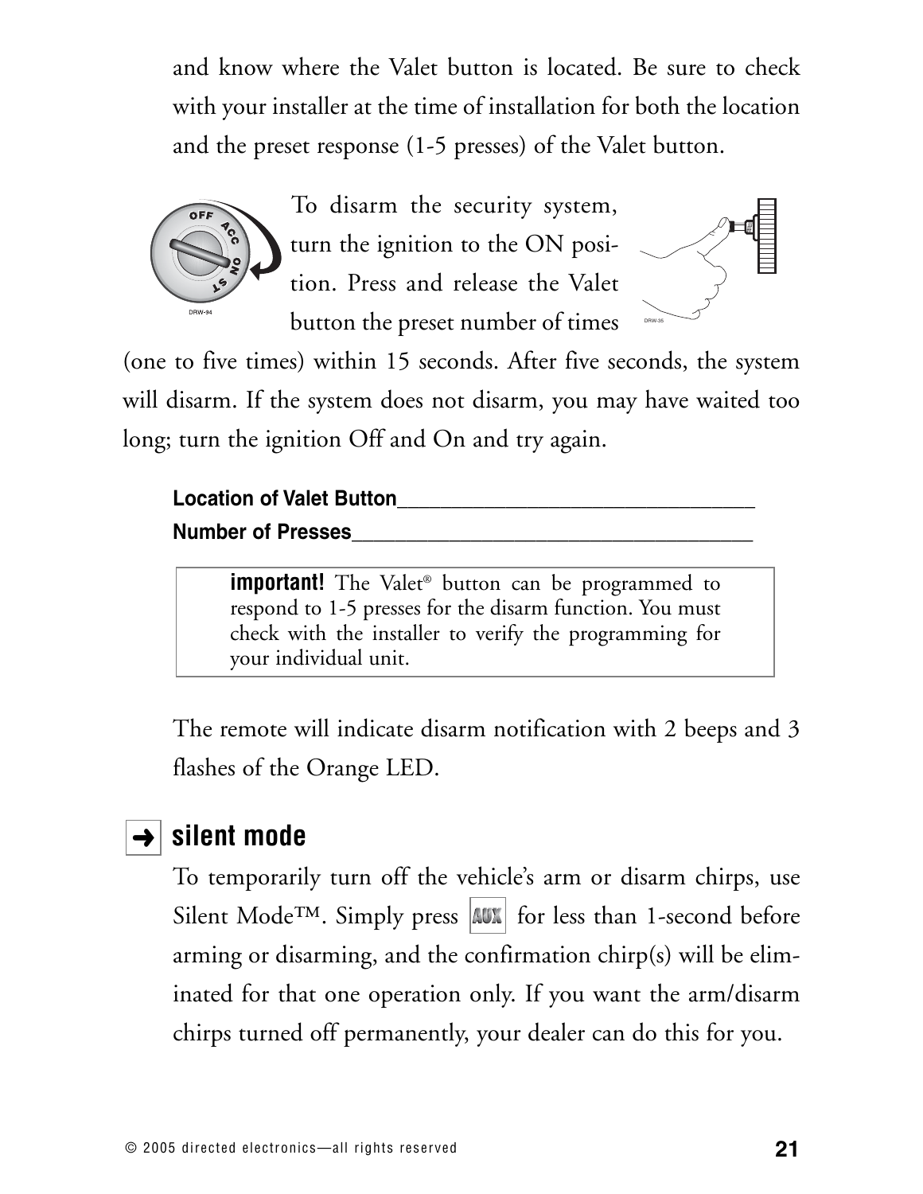and know where the Valet button is located. Be sure to check with your installer at the time of installation for both the location and the preset response (1-5 presses) of the Valet button.

To disarm the security system, turn the ignition to the ON position. Press and release the Valet button the preset number of times (one to five times) within 15 seconds. After five seconds, the system will disarm. If the system does not disarm, you may have waited too long; turn the ignition Off and On and try again.

**Location of Valet Button**________________________________

**Number of Presses**____________________________________

> **important!** The Valet® button can be programmed to respond to 1-5 presses for the disarm function. You must check with the installer to verify the programming for your individual unit.

The remote will indicate disarm notification with 2 beeps and 3 flashes of the Orange LED.

## ➜ silent mode

To temporarily turn off the vehicle's arm or disarm chirps, use Silent Mode™. Simply press AUX for less than 1-second before arming or disarming, and the confirmation chirp(s) will be eliminated for that one operation only. If you want the arm/disarm chirps turned off permanently, your dealer can do this for you.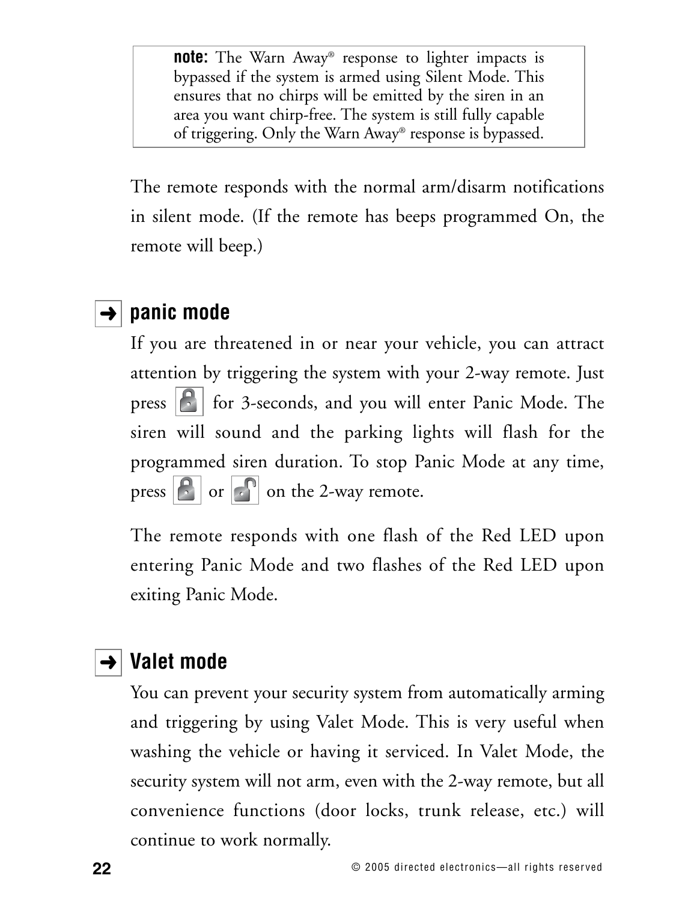> **note:** The Warn Away® response to lighter impacts is bypassed if the system is armed using Silent Mode. This ensures that no chirps will be emitted by the siren in an area you want chirp-free. The system is still fully capable of triggering. Only the Warn Away® response is bypassed.

The remote responds with the normal arm/disarm notifications in silent mode. (If the remote has beeps programmed On, the remote will beep.)

## ➜ panic mode

If you are threatened in or near your vehicle, you can attract attention by triggering the system with your 2-way remote. Just press [lock] for 3-seconds, and you will enter Panic Mode. The siren will sound and the parking lights will flash for the programmed siren duration. To stop Panic Mode at any time, press [lock] or [unlock] on the 2-way remote.

The remote responds with one flash of the Red LED upon entering Panic Mode and two flashes of the Red LED upon exiting Panic Mode.

## ➜ Valet mode

You can prevent your security system from automatically arming and triggering by using Valet Mode. This is very useful when washing the vehicle or having it serviced. In Valet Mode, the security system will not arm, even with the 2-way remote, but all convenience functions (door locks, trunk release, etc.) will continue to work normally.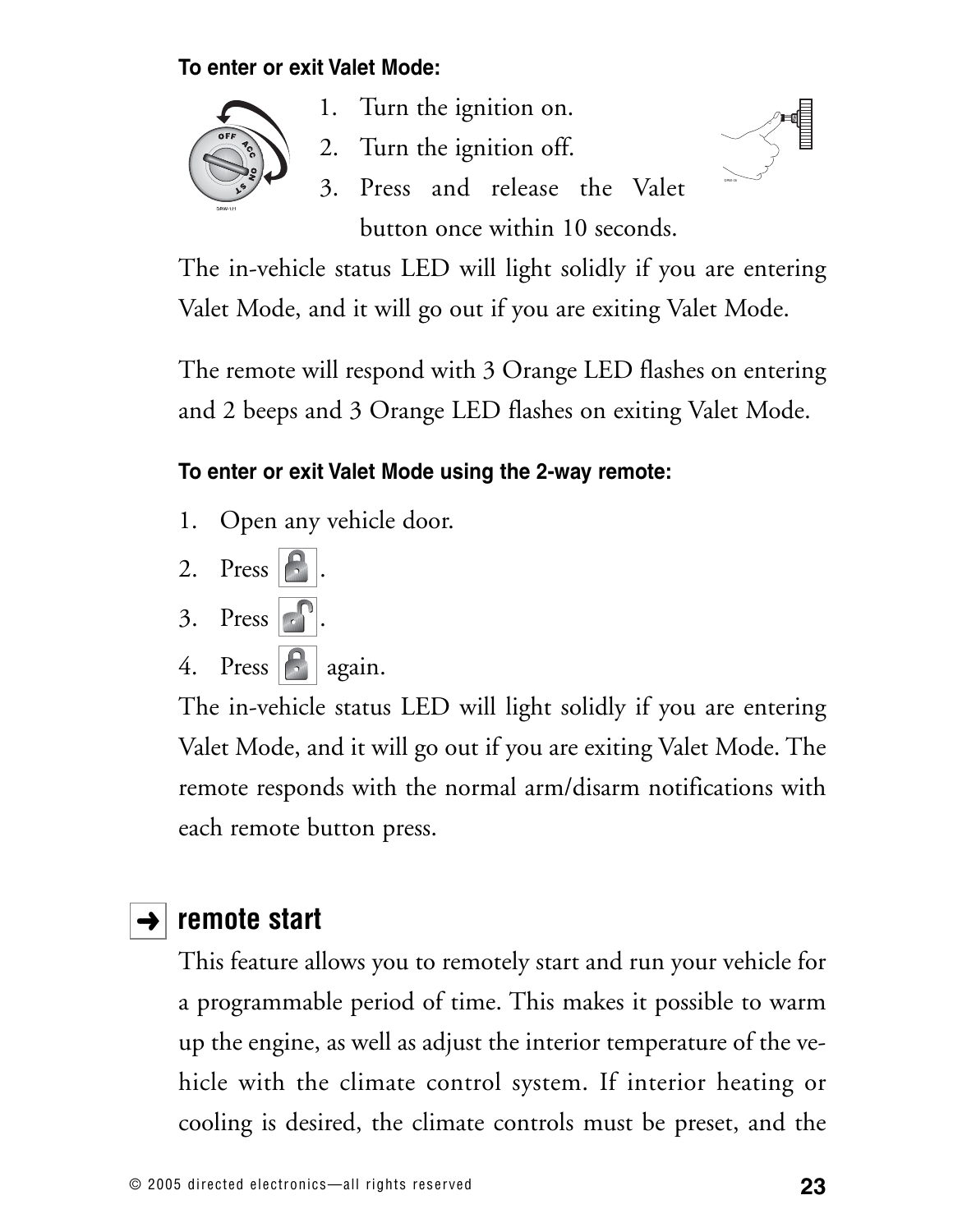**To enter or exit Valet Mode:**

1. Turn the ignition on.
2. Turn the ignition off.
3. Press and release the Valet button once within 10 seconds.

The in-vehicle status LED will light solidly if you are entering Valet Mode, and it will go out if you are exiting Valet Mode.

The remote will respond with 3 Orange LED flashes on entering and 2 beeps and 3 Orange LED flashes on exiting Valet Mode.

**To enter or exit Valet Mode using the 2-way remote:**

1. Open any vehicle door.
2. Press [lock].
3. Press [unlock].
4. Press [lock] again.

The in-vehicle status LED will light solidly if you are entering Valet Mode, and it will go out if you are exiting Valet Mode. The remote responds with the normal arm/disarm notifications with each remote button press.

## remote start

This feature allows you to remotely start and run your vehicle for a programmable period of time. This makes it possible to warm up the engine, as well as adjust the interior temperature of the vehicle with the climate control system. If interior heating or cooling is desired, the climate controls must be preset, and the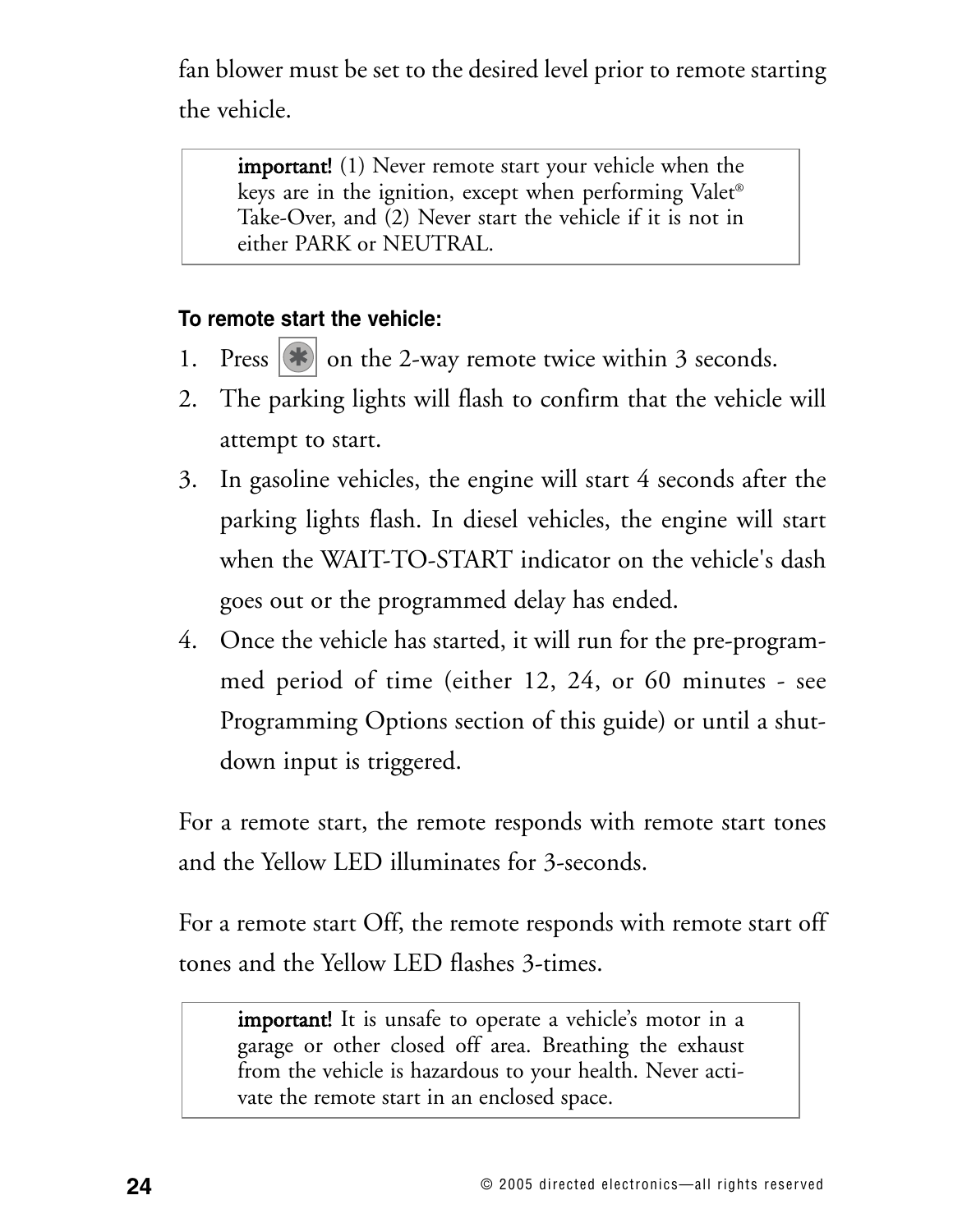fan blower must be set to the desired level prior to remote starting the vehicle.

> **important!** (1) Never remote start your vehicle when the keys are in the ignition, except when performing Valet® Take-Over, and (2) Never start the vehicle if it is not in either PARK or NEUTRAL.

**To remote start the vehicle:**

1. Press [*] on the 2-way remote twice within 3 seconds.
2. The parking lights will flash to confirm that the vehicle will attempt to start.
3. In gasoline vehicles, the engine will start 4 seconds after the parking lights flash. In diesel vehicles, the engine will start when the WAIT-TO-START indicator on the vehicle's dash goes out or the programmed delay has ended.
4. Once the vehicle has started, it will run for the pre-programmed period of time (either 12, 24, or 60 minutes - see Programming Options section of this guide) or until a shutdown input is triggered.

For a remote start, the remote responds with remote start tones and the Yellow LED illuminates for 3-seconds.

For a remote start Off, the remote responds with remote start off tones and the Yellow LED flashes 3-times.

> **important!** It is unsafe to operate a vehicle's motor in a garage or other closed off area. Breathing the exhaust from the vehicle is hazardous to your health. Never activate the remote start in an enclosed space.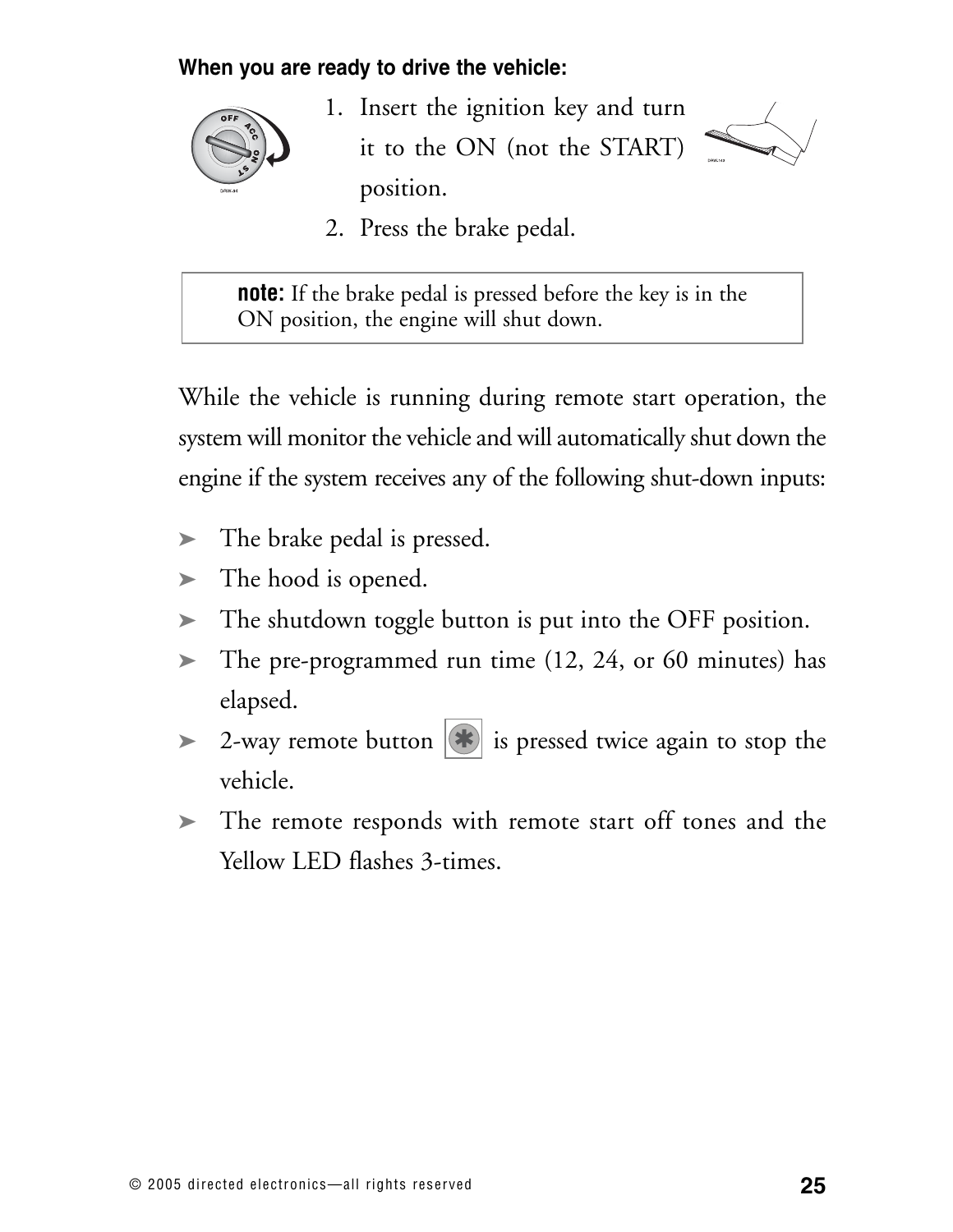**When you are ready to drive the vehicle:**

1. Insert the ignition key and turn it to the ON (not the START) position.
2. Press the brake pedal.

> **note:** If the brake pedal is pressed before the key is in the ON position, the engine will shut down.

While the vehicle is running during remote start operation, the system will monitor the vehicle and will automatically shut down the engine if the system receives any of the following shut-down inputs:

- The brake pedal is pressed.
- The hood is opened.
- The shutdown toggle button is put into the OFF position.
- The pre-programmed run time (12, 24, or 60 minutes) has elapsed.
- 2-way remote button * is pressed twice again to stop the vehicle.
- The remote responds with remote start off tones and the Yellow LED flashes 3-times.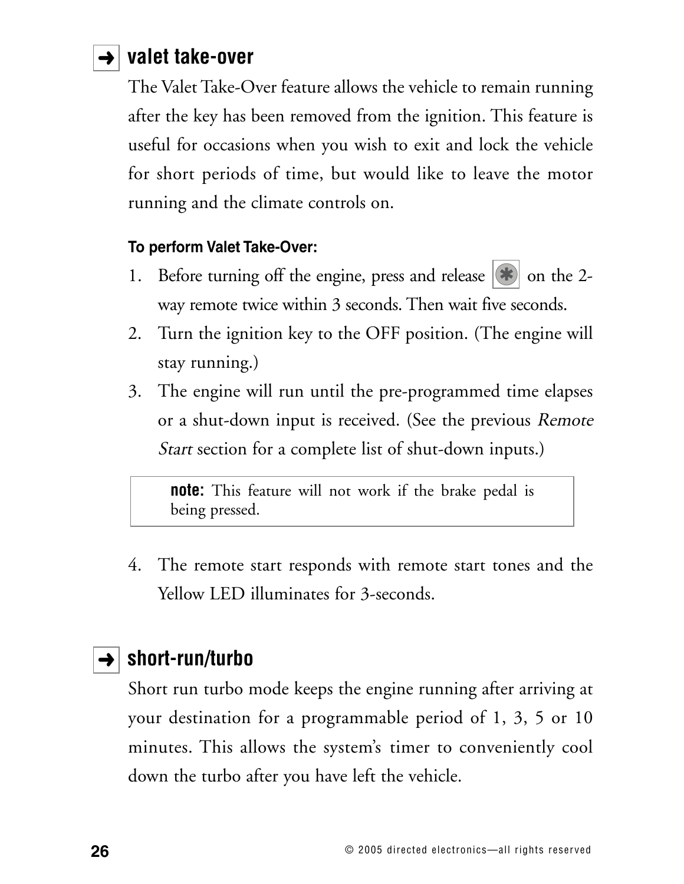## ➜ valet take-over

The Valet Take-Over feature allows the vehicle to remain running after the key has been removed from the ignition. This feature is useful for occasions when you wish to exit and lock the vehicle for short periods of time, but would like to leave the motor running and the climate controls on.

**To perform Valet Take-Over:**

1. Before turning off the engine, press and release * on the 2-way remote twice within 3 seconds. Then wait five seconds.
2. Turn the ignition key to the OFF position. (The engine will stay running.)
3. The engine will run until the pre-programmed time elapses or a shut-down input is received. (See the previous *Remote Start* section for a complete list of shut-down inputs.)

> **note:** This feature will not work if the brake pedal is being pressed.

4. The remote start responds with remote start tones and the Yellow LED illuminates for 3-seconds.

## ➜ short-run/turbo

Short run turbo mode keeps the engine running after arriving at your destination for a programmable period of 1, 3, 5 or 10 minutes. This allows the system's timer to conveniently cool down the turbo after you have left the vehicle.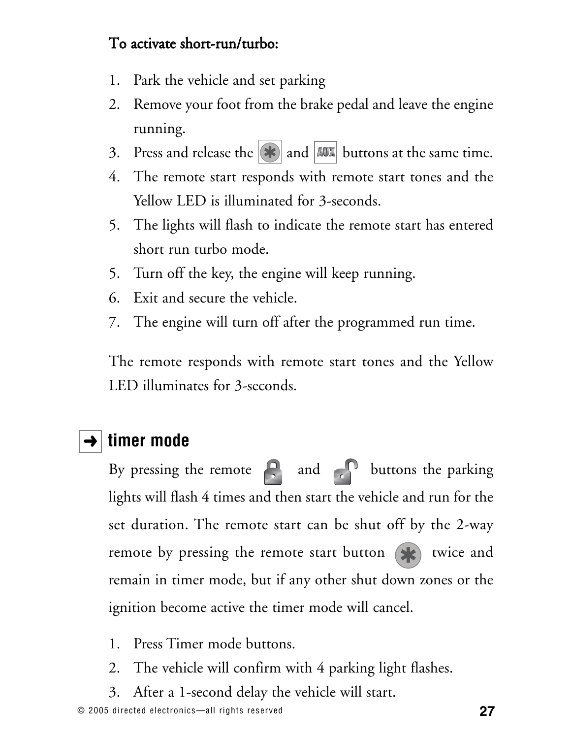**To activate short-run/turbo:**

1. Park the vehicle and set parking
2. Remove your foot from the brake pedal and leave the engine running.
3. Press and release the ✱ and AUX buttons at the same time.
4. The remote start responds with remote start tones and the Yellow LED is illuminated for 3-seconds.
5. The lights will flash to indicate the remote start has entered short run turbo mode.
5. Turn off the key, the engine will keep running.
6. Exit and secure the vehicle.
7. The engine will turn off after the programmed run time.

The remote responds with remote start tones and the Yellow LED illuminates for 3-seconds.

## ➜ timer mode

By pressing the remote lock and unlock buttons the parking lights will flash 4 times and then start the vehicle and run for the set duration. The remote start can be shut off by the 2-way remote by pressing the remote start button ✱ twice and remain in timer mode, but if any other shut down zones or the ignition become active the timer mode will cancel.

1. Press Timer mode buttons.
2. The vehicle will confirm with 4 parking light flashes.
3. After a 1-second delay the vehicle will start.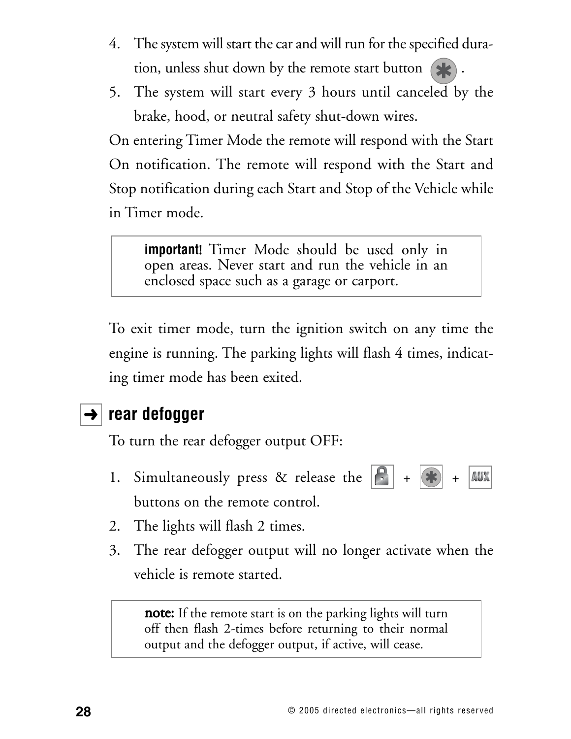4. The system will start the car and will run for the specified duration, unless shut down by the remote start button (✱).
5. The system will start every 3 hours until canceled by the brake, hood, or neutral safety shut-down wires.

On entering Timer Mode the remote will respond with the Start On notification. The remote will respond with the Start and Stop notification during each Start and Stop of the Vehicle while in Timer mode.

> **important!** Timer Mode should be used only in open areas. Never start and run the vehicle in an enclosed space such as a garage or carport.

To exit timer mode, turn the ignition switch on any time the engine is running. The parking lights will flash 4 times, indicating timer mode has been exited.

## ➜ rear defogger

To turn the rear defogger output OFF:

1. Simultaneously press & release the (lock) + (✱) + (AUX) buttons on the remote control.
2. The lights will flash 2 times.
3. The rear defogger output will no longer activate when the vehicle is remote started.

> **note:** If the remote start is on the parking lights will turn off then flash 2-times before returning to their normal output and the defogger output, if active, will cease.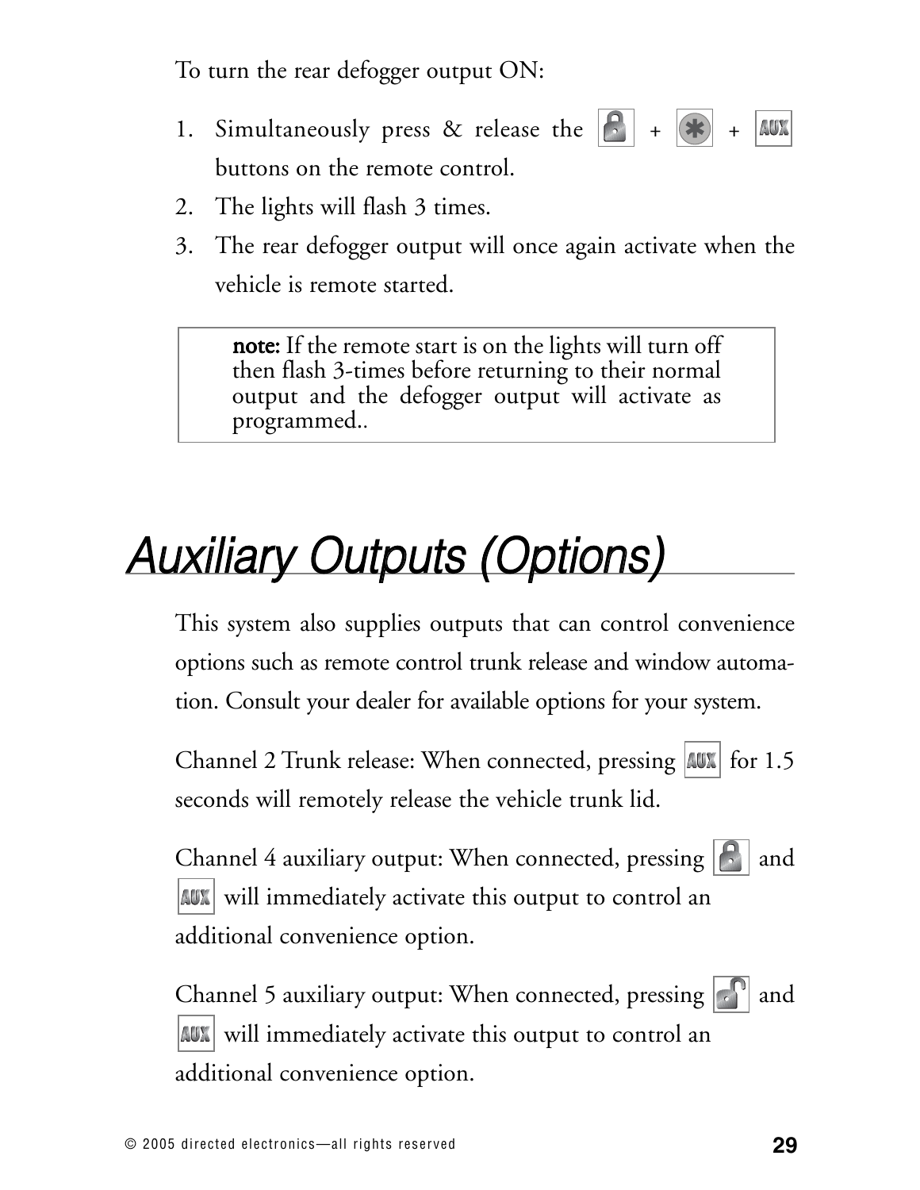To turn the rear defogger output ON:

1. Simultaneously press & release the [lock] + [*] + [AUX] buttons on the remote control.
2. The lights will flash 3 times.
3. The rear defogger output will once again activate when the vehicle is remote started.

> **note:** If the remote start is on the lights will turn off then flash 3-times before returning to their normal output and the defogger output will activate as programmed..

# *Auxiliary Outputs (Options)*

This system also supplies outputs that can control convenience options such as remote control trunk release and window automation. Consult your dealer for available options for your system.

Channel 2 Trunk release: When connected, pressing [AUX] for 1.5 seconds will remotely release the vehicle trunk lid.

Channel 4 auxiliary output: When connected, pressing [lock] and [AUX] will immediately activate this output to control an additional convenience option.

Channel 5 auxiliary output: When connected, pressing [unlock] and [AUX] will immediately activate this output to control an additional convenience option.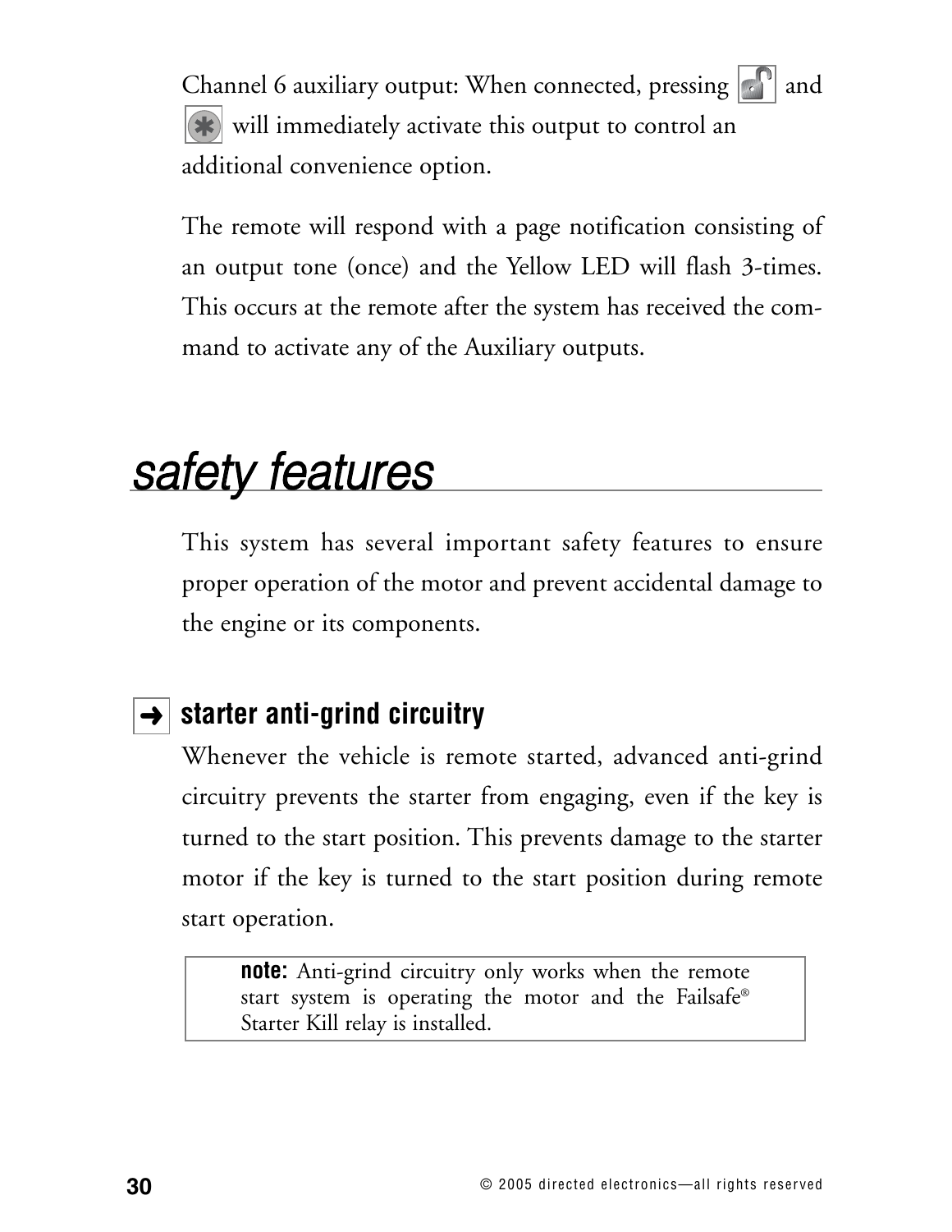Channel 6 auxiliary output: When connected, pressing [unlock] and [*] will immediately activate this output to control an additional convenience option.

The remote will respond with a page notification consisting of an output tone (once) and the Yellow LED will flash 3-times. This occurs at the remote after the system has received the command to activate any of the Auxiliary outputs.

# safety features

This system has several important safety features to ensure proper operation of the motor and prevent accidental damage to the engine or its components.

## ➜ starter anti-grind circuitry

Whenever the vehicle is remote started, advanced anti-grind circuitry prevents the starter from engaging, even if the key is turned to the start position. This prevents damage to the starter motor if the key is turned to the start position during remote start operation.

> **note:** Anti-grind circuitry only works when the remote start system is operating the motor and the Failsafe® Starter Kill relay is installed.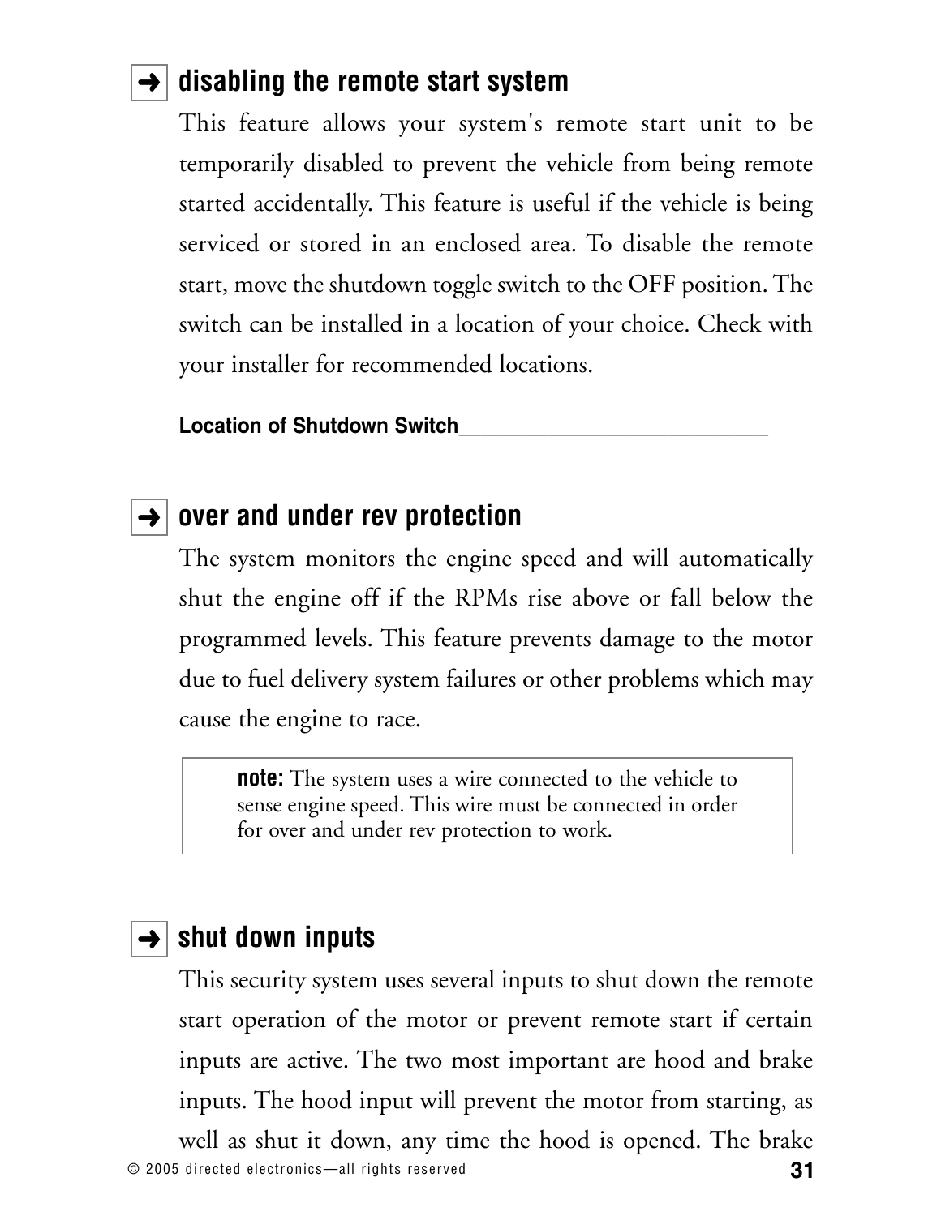## ➜ disabling the remote start system

This feature allows your system's remote start unit to be temporarily disabled to prevent the vehicle from being remote started accidentally. This feature is useful if the vehicle is being serviced or stored in an enclosed area. To disable the remote start, move the shutdown toggle switch to the OFF position. The switch can be installed in a location of your choice. Check with your installer for recommended locations.

**Location of Shutdown Switch**___________________________

## ➜ over and under rev protection

The system monitors the engine speed and will automatically shut the engine off if the RPMs rise above or fall below the programmed levels. This feature prevents damage to the motor due to fuel delivery system failures or other problems which may cause the engine to race.

> **note:** The system uses a wire connected to the vehicle to sense engine speed. This wire must be connected in order for over and under rev protection to work.

## ➜ shut down inputs

This security system uses several inputs to shut down the remote start operation of the motor or prevent remote start if certain inputs are active. The two most important are hood and brake inputs. The hood input will prevent the motor from starting, as well as shut it down, any time the hood is opened. The brake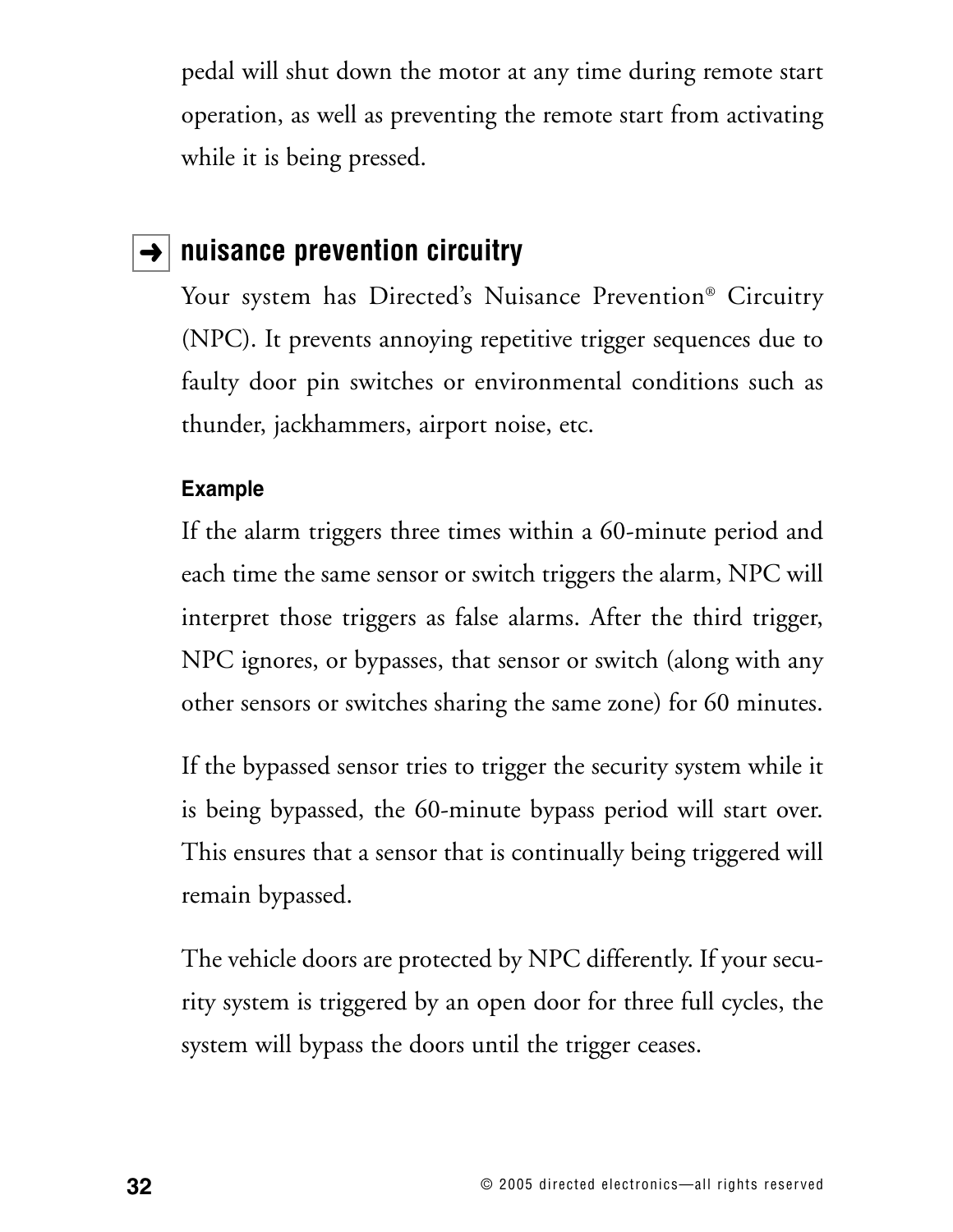pedal will shut down the motor at any time during remote start operation, as well as preventing the remote start from activating while it is being pressed.

## ➜ nuisance prevention circuitry

Your system has Directed's Nuisance Prevention® Circuitry (NPC). It prevents annoying repetitive trigger sequences due to faulty door pin switches or environmental conditions such as thunder, jackhammers, airport noise, etc.

#### Example

If the alarm triggers three times within a 60-minute period and each time the same sensor or switch triggers the alarm, NPC will interpret those triggers as false alarms. After the third trigger, NPC ignores, or bypasses, that sensor or switch (along with any other sensors or switches sharing the same zone) for 60 minutes.

If the bypassed sensor tries to trigger the security system while it is being bypassed, the 60-minute bypass period will start over. This ensures that a sensor that is continually being triggered will remain bypassed.

The vehicle doors are protected by NPC differently. If your security system is triggered by an open door for three full cycles, the system will bypass the doors until the trigger ceases.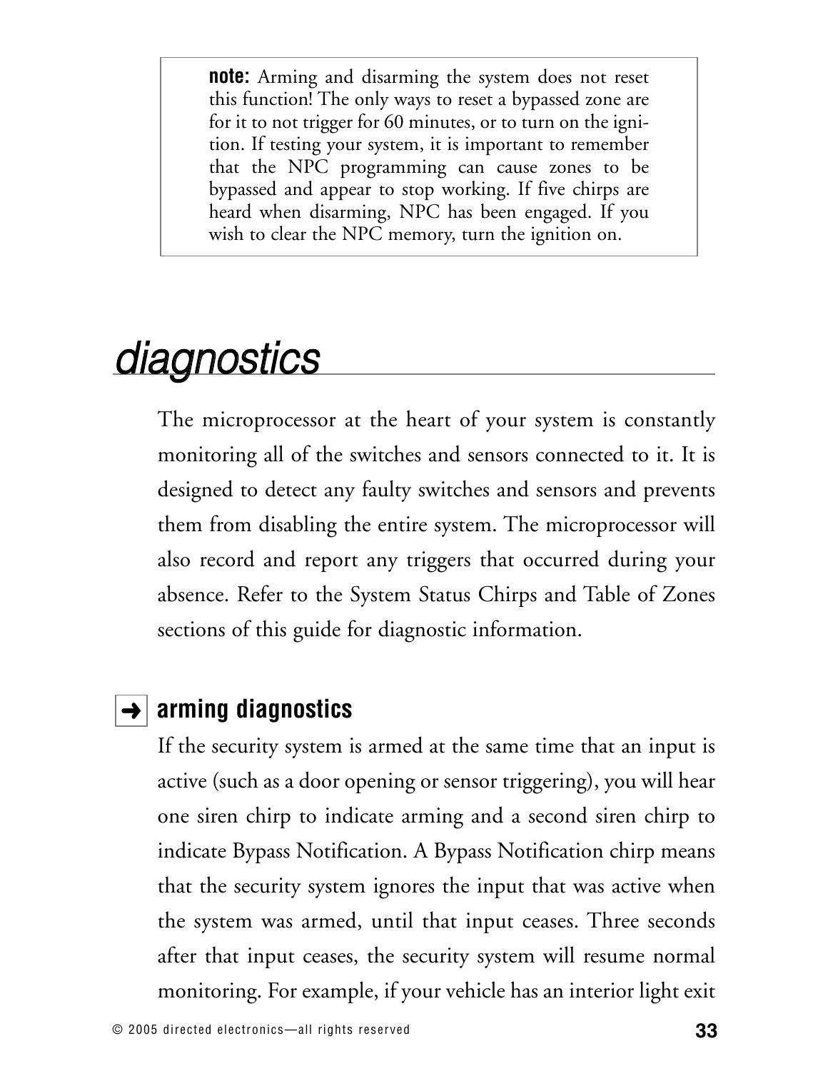> **note:** Arming and disarming the system does not reset this function! The only ways to reset a bypassed zone are for it to not trigger for 60 minutes, or to turn on the ignition. If testing your system, it is important to remember that the NPC programming can cause zones to be bypassed and appear to stop working. If five chirps are heard when disarming, NPC has been engaged. If you wish to clear the NPC memory, turn the ignition on.

# diagnostics

The microprocessor at the heart of your system is constantly monitoring all of the switches and sensors connected to it. It is designed to detect any faulty switches and sensors and prevents them from disabling the entire system. The microprocessor will also record and report any triggers that occurred during your absence. Refer to the System Status Chirps and Table of Zones sections of this guide for diagnostic information.

## ➜ arming diagnostics

If the security system is armed at the same time that an input is active (such as a door opening or sensor triggering), you will hear one siren chirp to indicate arming and a second siren chirp to indicate Bypass Notification. A Bypass Notification chirp means that the security system ignores the input that was active when the system was armed, until that input ceases. Three seconds after that input ceases, the security system will resume normal monitoring. For example, if your vehicle has an interior light exit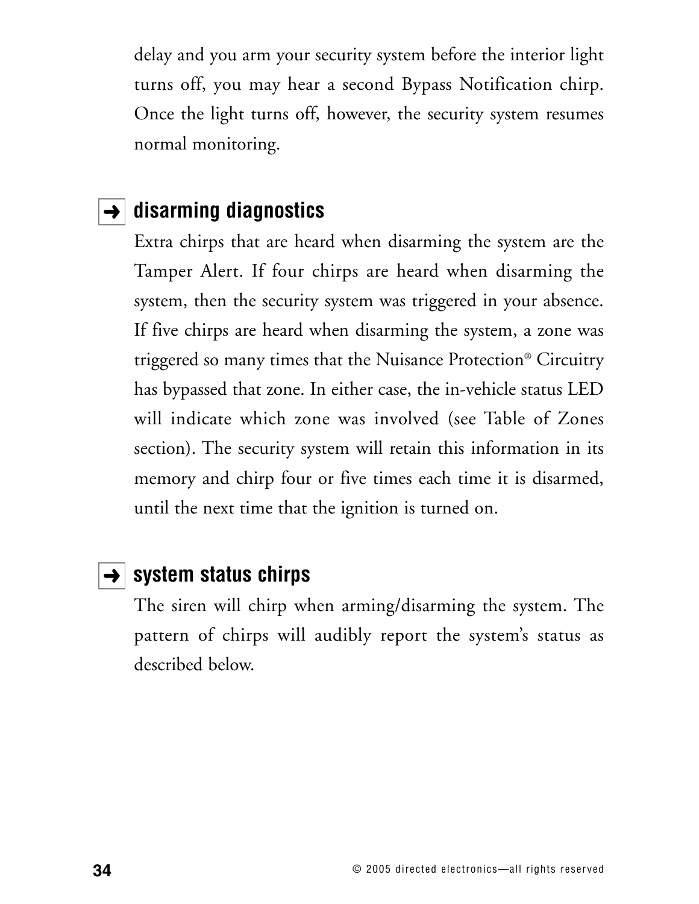delay and you arm your security system before the interior light turns off, you may hear a second Bypass Notification chirp. Once the light turns off, however, the security system resumes normal monitoring.

## ➜ disarming diagnostics

Extra chirps that are heard when disarming the system are the Tamper Alert. If four chirps are heard when disarming the system, then the security system was triggered in your absence. If five chirps are heard when disarming the system, a zone was triggered so many times that the Nuisance Protection® Circuitry has bypassed that zone. In either case, the in-vehicle status LED will indicate which zone was involved (see Table of Zones section). The security system will retain this information in its memory and chirp four or five times each time it is disarmed, until the next time that the ignition is turned on.

## ➜ system status chirps

The siren will chirp when arming/disarming the system. The pattern of chirps will audibly report the system's status as described below.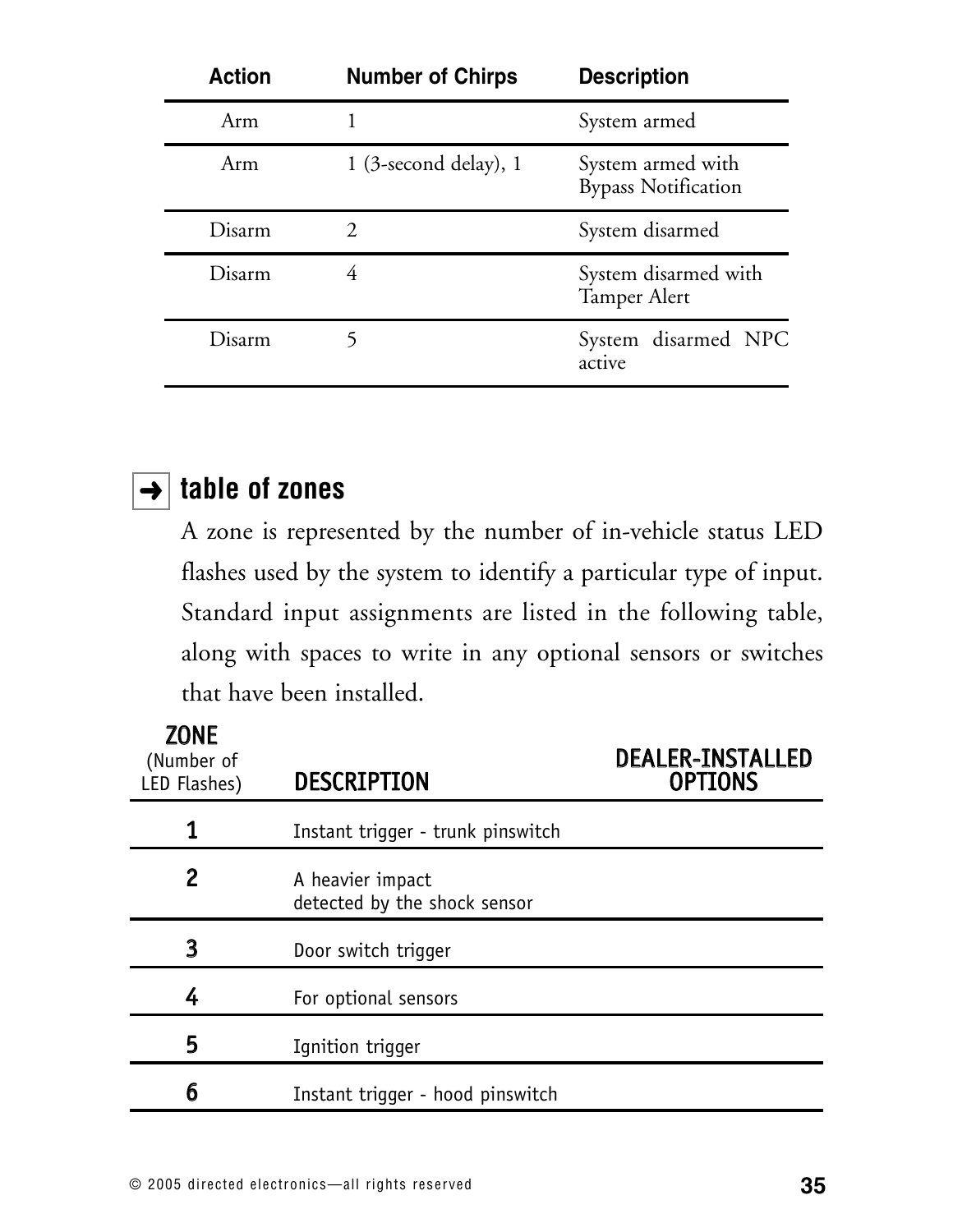| Action | Number of Chirps | Description |
| --- | --- | --- |
| Arm | 1 | System armed |
| Arm | 1 (3-second delay), 1 | System armed with Bypass Notification |
| Disarm | 2 | System disarmed |
| Disarm | 4 | System disarmed with Tamper Alert |
| Disarm | 5 | System disarmed NPC active |

## table of zones

A zone is represented by the number of in-vehicle status LED flashes used by the system to identify a particular type of input. Standard input assignments are listed in the following table, along with spaces to write in any optional sensors or switches that have been installed.

| ZONE (Number of LED Flashes) | DESCRIPTION | DEALER-INSTALLED OPTIONS |
| --- | --- | --- |
| 1 | Instant trigger - trunk pinswitch | |
| 2 | A heavier impact detected by the shock sensor | |
| 3 | Door switch trigger | |
| 4 | For optional sensors | |
| 5 | Ignition trigger | |
| 6 | Instant trigger - hood pinswitch | |

© 2005 directed electronics—all rights reserved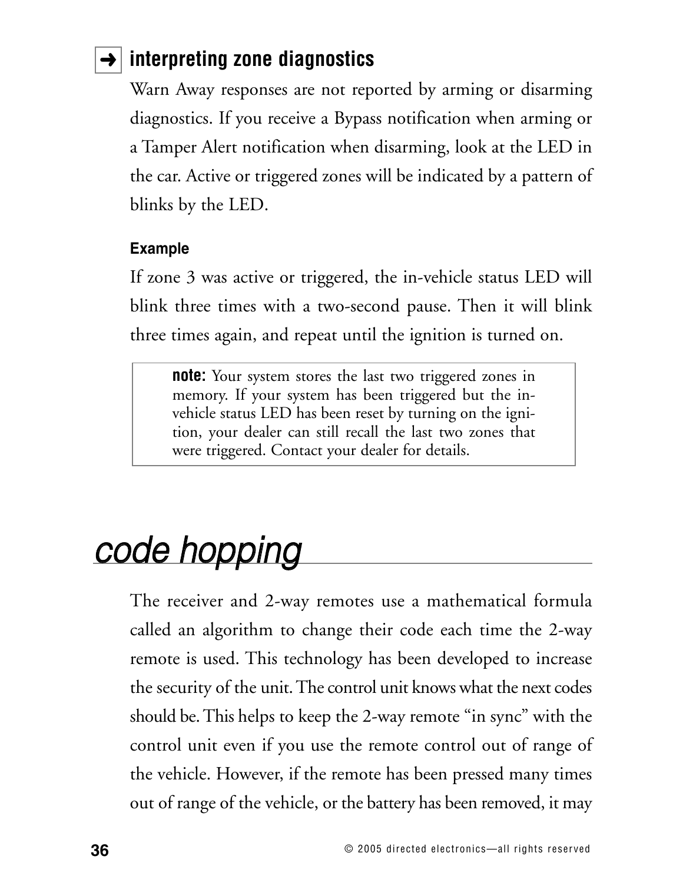### ➜ interpreting zone diagnostics

Warn Away responses are not reported by arming or disarming diagnostics. If you receive a Bypass notification when arming or a Tamper Alert notification when disarming, look at the LED in the car. Active or triggered zones will be indicated by a pattern of blinks by the LED.

#### Example

If zone 3 was active or triggered, the in-vehicle status LED will blink three times with a two-second pause. Then it will blink three times again, and repeat until the ignition is turned on.

> **note:** Your system stores the last two triggered zones in memory. If your system has been triggered but the in-vehicle status LED has been reset by turning on the ignition, your dealer can still recall the last two zones that were triggered. Contact your dealer for details.

# *code hopping*

The receiver and 2-way remotes use a mathematical formula called an algorithm to change their code each time the 2-way remote is used. This technology has been developed to increase the security of the unit. The control unit knows what the next codes should be. This helps to keep the 2-way remote "in sync" with the control unit even if you use the remote control out of range of the vehicle. However, if the remote has been pressed many times out of range of the vehicle, or the battery has been removed, it may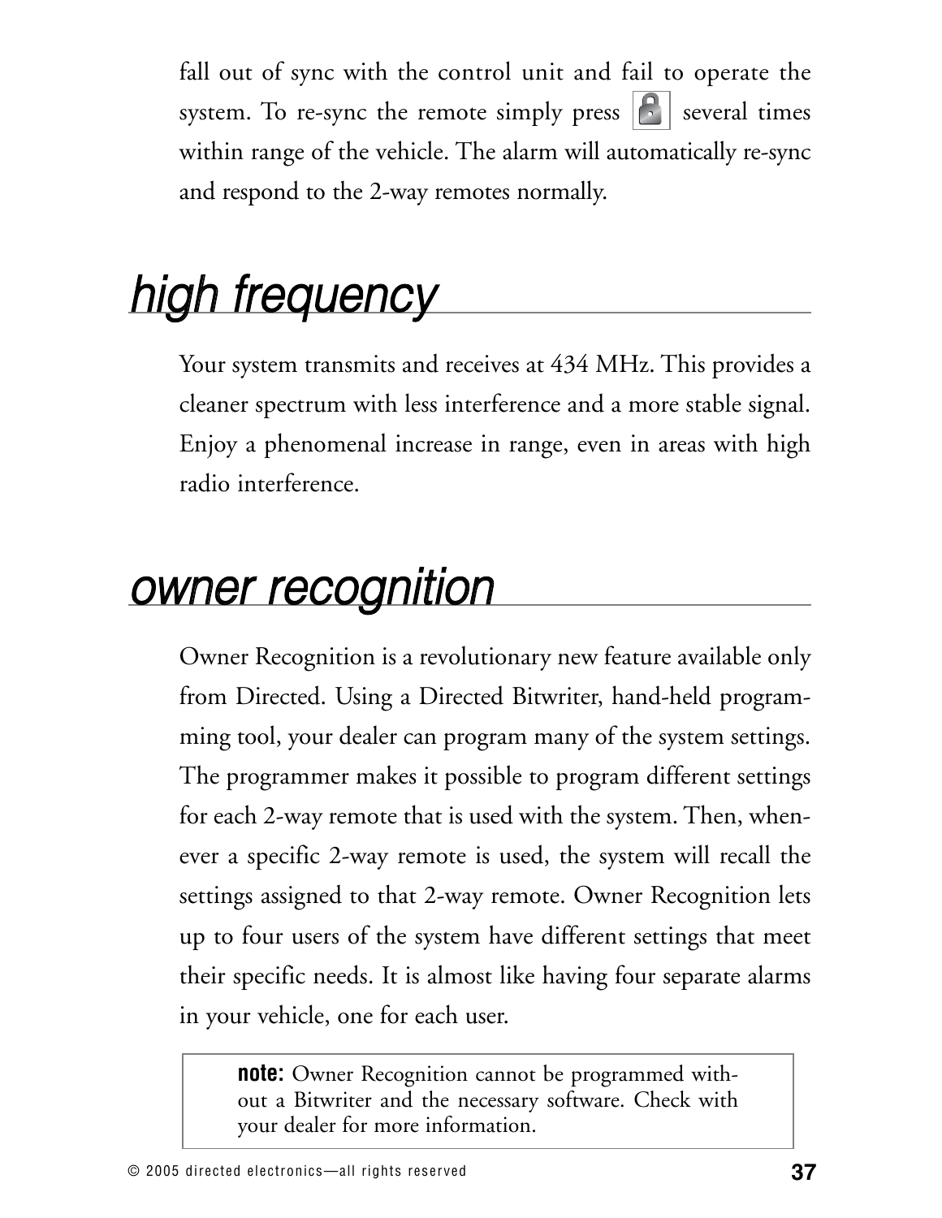fall out of sync with the control unit and fail to operate the system. To re-sync the remote simply press 🔒 several times within range of the vehicle. The alarm will automatically re-sync and respond to the 2-way remotes normally.

## high frequency

Your system transmits and receives at 434 MHz. This provides a cleaner spectrum with less interference and a more stable signal. Enjoy a phenomenal increase in range, even in areas with high radio interference.

## owner recognition

Owner Recognition is a revolutionary new feature available only from Directed. Using a Directed Bitwriter, hand-held programming tool, your dealer can program many of the system settings. The programmer makes it possible to program different settings for each 2-way remote that is used with the system. Then, whenever a specific 2-way remote is used, the system will recall the settings assigned to that 2-way remote. Owner Recognition lets up to four users of the system have different settings that meet their specific needs. It is almost like having four separate alarms in your vehicle, one for each user.

> **note:** Owner Recognition cannot be programmed without a Bitwriter and the necessary software. Check with your dealer for more information.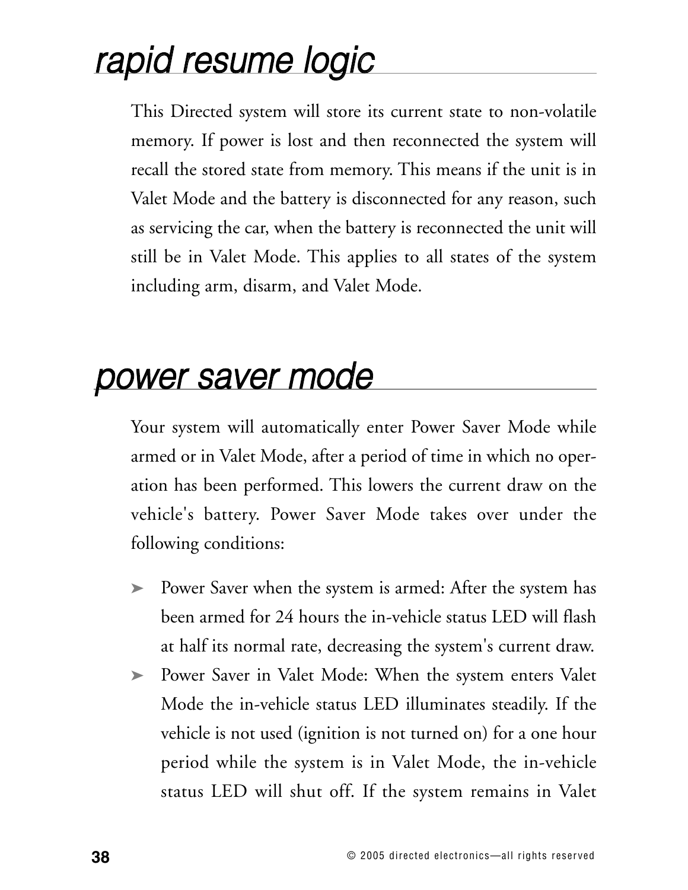## rapid resume logic

This Directed system will store its current state to non-volatile memory. If power is lost and then reconnected the system will recall the stored state from memory. This means if the unit is in Valet Mode and the battery is disconnected for any reason, such as servicing the car, when the battery is reconnected the unit will still be in Valet Mode. This applies to all states of the system including arm, disarm, and Valet Mode.

## power saver mode

Your system will automatically enter Power Saver Mode while armed or in Valet Mode, after a period of time in which no operation has been performed. This lowers the current draw on the vehicle's battery. Power Saver Mode takes over under the following conditions:

- Power Saver when the system is armed: After the system has been armed for 24 hours the in-vehicle status LED will flash at half its normal rate, decreasing the system's current draw.
- Power Saver in Valet Mode: When the system enters Valet Mode the in-vehicle status LED illuminates steadily. If the vehicle is not used (ignition is not turned on) for a one hour period while the system is in Valet Mode, the in-vehicle status LED will shut off. If the system remains in Valet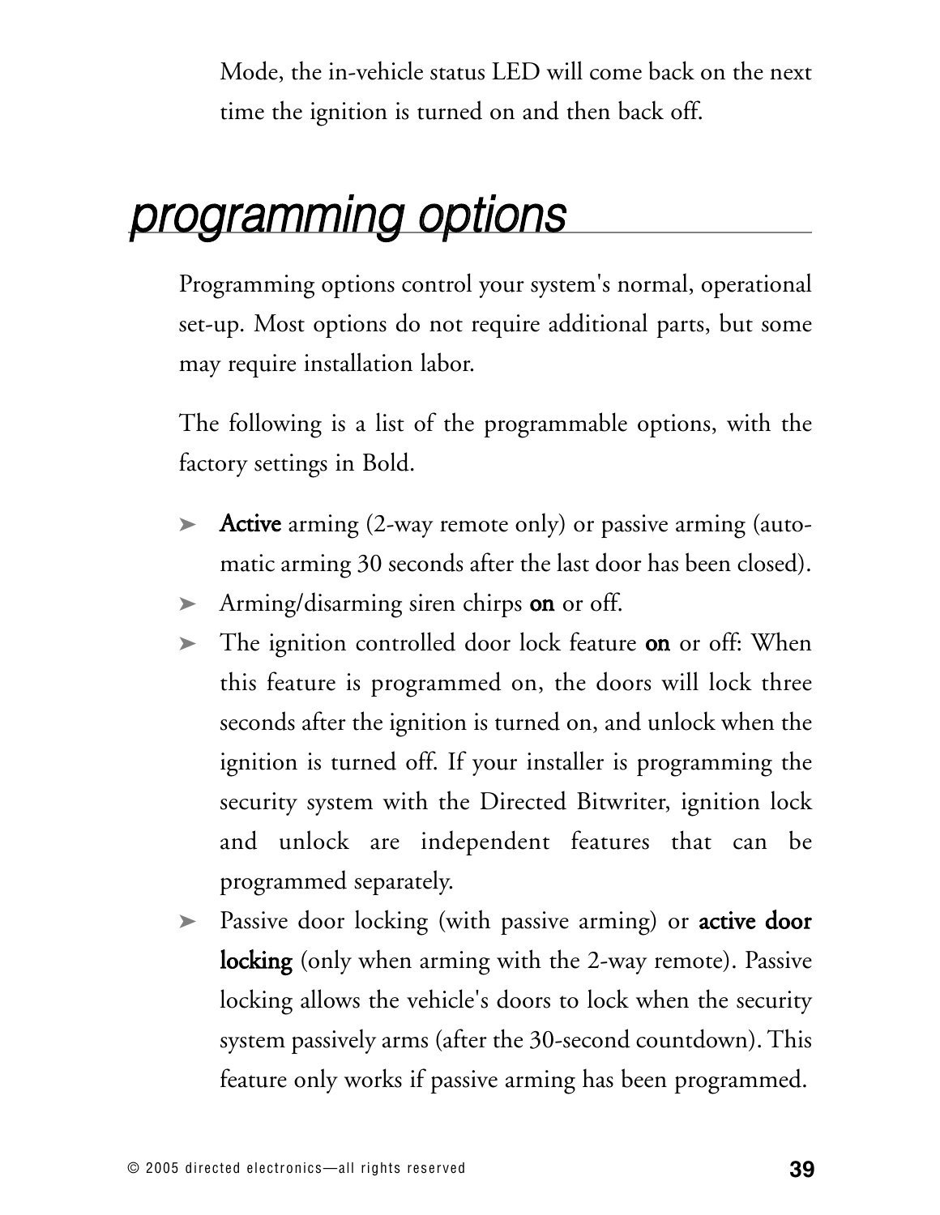Mode, the in-vehicle status LED will come back on the next time the ignition is turned on and then back off.

## *programming options*

Programming options control your system's normal, operational set-up. Most options do not require additional parts, but some may require installation labor.

The following is a list of the programmable options, with the factory settings in Bold.

- **Active** arming (2-way remote only) or passive arming (automatic arming 30 seconds after the last door has been closed).
- Arming/disarming siren chirps **on** or off.
- The ignition controlled door lock feature **on** or off: When this feature is programmed on, the doors will lock three seconds after the ignition is turned on, and unlock when the ignition is turned off. If your installer is programming the security system with the Directed Bitwriter, ignition lock and unlock are independent features that can be programmed separately.
- Passive door locking (with passive arming) or **active door locking** (only when arming with the 2-way remote). Passive locking allows the vehicle's doors to lock when the security system passively arms (after the 30-second countdown). This feature only works if passive arming has been programmed.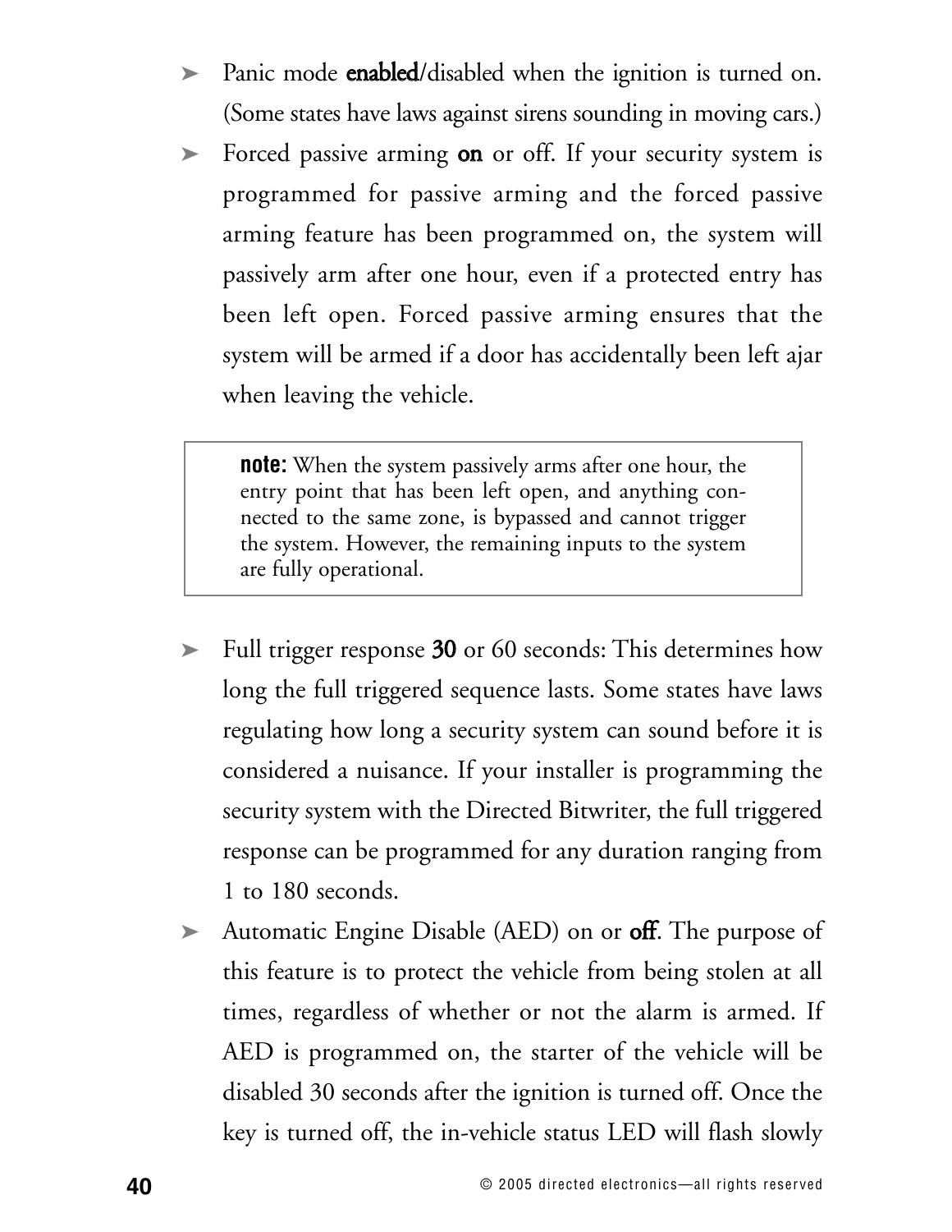- Panic mode **enabled**/disabled when the ignition is turned on. (Some states have laws against sirens sounding in moving cars.)
- Forced passive arming **on** or off. If your security system is programmed for passive arming and the forced passive arming feature has been programmed on, the system will passively arm after one hour, even if a protected entry has been left open. Forced passive arming ensures that the system will be armed if a door has accidentally been left ajar when leaving the vehicle.

> **note:** When the system passively arms after one hour, the entry point that has been left open, and anything connected to the same zone, is bypassed and cannot trigger the system. However, the remaining inputs to the system are fully operational.

- Full trigger response **30** or 60 seconds: This determines how long the full triggered sequence lasts. Some states have laws regulating how long a security system can sound before it is considered a nuisance. If your installer is programming the security system with the Directed Bitwriter, the full triggered response can be programmed for any duration ranging from 1 to 180 seconds.
- Automatic Engine Disable (AED) on or **off**. The purpose of this feature is to protect the vehicle from being stolen at all times, regardless of whether or not the alarm is armed. If AED is programmed on, the starter of the vehicle will be disabled 30 seconds after the ignition is turned off. Once the key is turned off, the in-vehicle status LED will flash slowly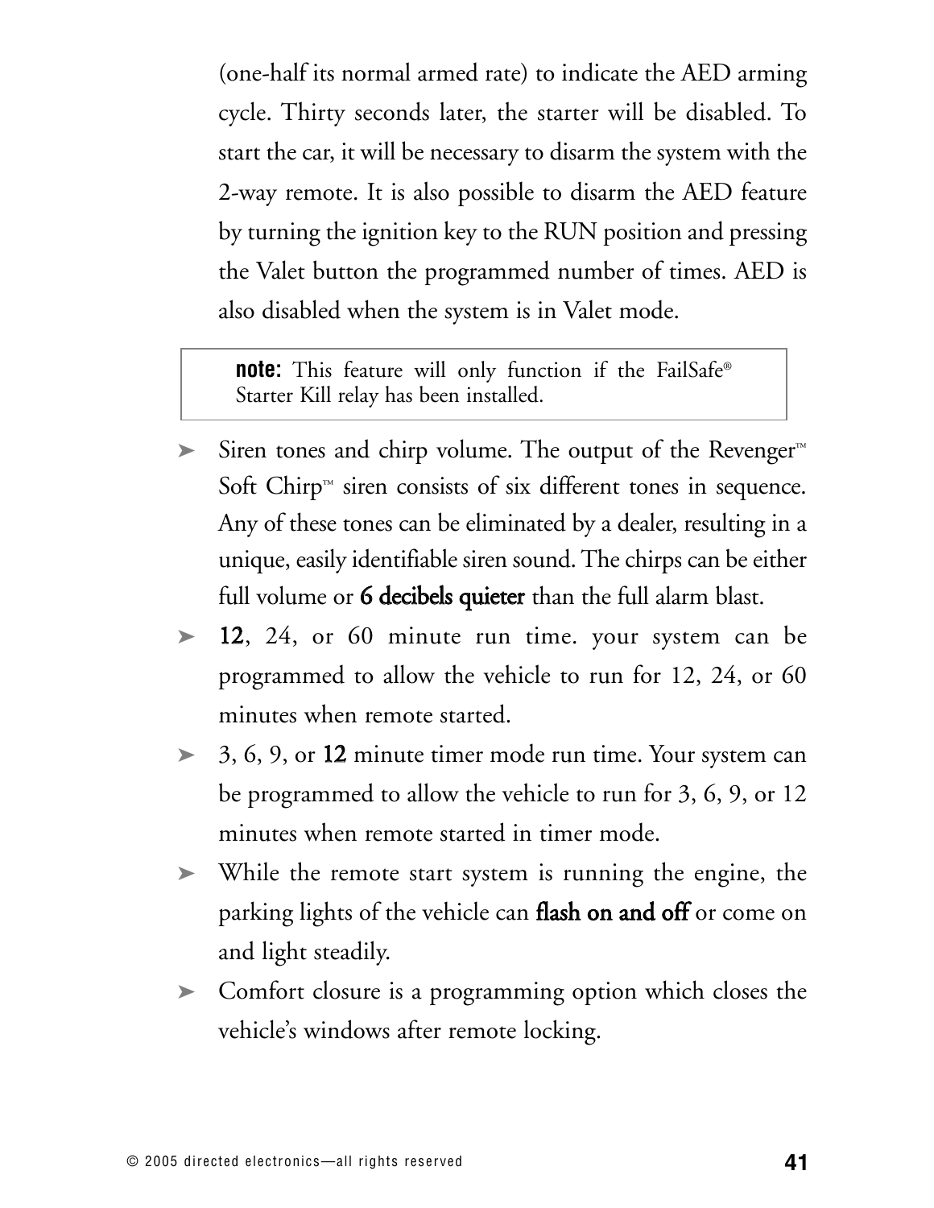(one-half its normal armed rate) to indicate the AED arming cycle. Thirty seconds later, the starter will be disabled. To start the car, it will be necessary to disarm the system with the 2-way remote. It is also possible to disarm the AED feature by turning the ignition key to the RUN position and pressing the Valet button the programmed number of times. AED is also disabled when the system is in Valet mode.

> **note:** This feature will only function if the FailSafe® Starter Kill relay has been installed.

- Siren tones and chirp volume. The output of the Revenger™ Soft Chirp™ siren consists of six different tones in sequence. Any of these tones can be eliminated by a dealer, resulting in a unique, easily identifiable siren sound. The chirps can be either full volume or **6 decibels quieter** than the full alarm blast.
- **12**, 24, or 60 minute run time. your system can be programmed to allow the vehicle to run for 12, 24, or 60 minutes when remote started.
- 3, 6, 9, or **12** minute timer mode run time. Your system can be programmed to allow the vehicle to run for 3, 6, 9, or 12 minutes when remote started in timer mode.
- While the remote start system is running the engine, the parking lights of the vehicle can **flash on and off** or come on and light steadily.
- Comfort closure is a programming option which closes the vehicle's windows after remote locking.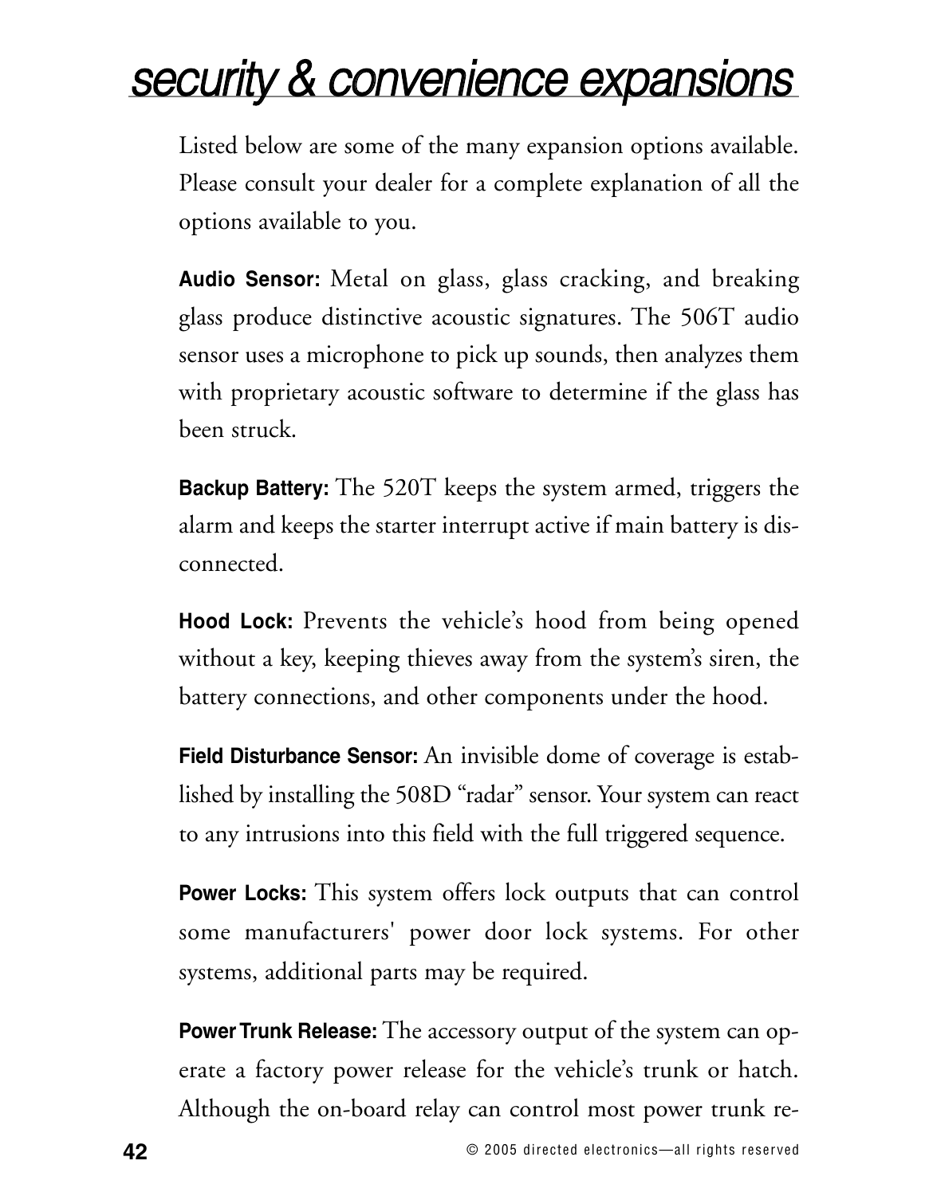# security & convenience expansions

Listed below are some of the many expansion options available. Please consult your dealer for a complete explanation of all the options available to you.

**Audio Sensor:** Metal on glass, glass cracking, and breaking glass produce distinctive acoustic signatures. The 506T audio sensor uses a microphone to pick up sounds, then analyzes them with proprietary acoustic software to determine if the glass has been struck.

**Backup Battery:** The 520T keeps the system armed, triggers the alarm and keeps the starter interrupt active if main battery is disconnected.

**Hood Lock:** Prevents the vehicle's hood from being opened without a key, keeping thieves away from the system's siren, the battery connections, and other components under the hood.

**Field Disturbance Sensor:** An invisible dome of coverage is established by installing the 508D "radar" sensor. Your system can react to any intrusions into this field with the full triggered sequence.

**Power Locks:** This system offers lock outputs that can control some manufacturers' power door lock systems. For other systems, additional parts may be required.

**Power Trunk Release:** The accessory output of the system can operate a factory power release for the vehicle's trunk or hatch. Although the on-board relay can control most power trunk re-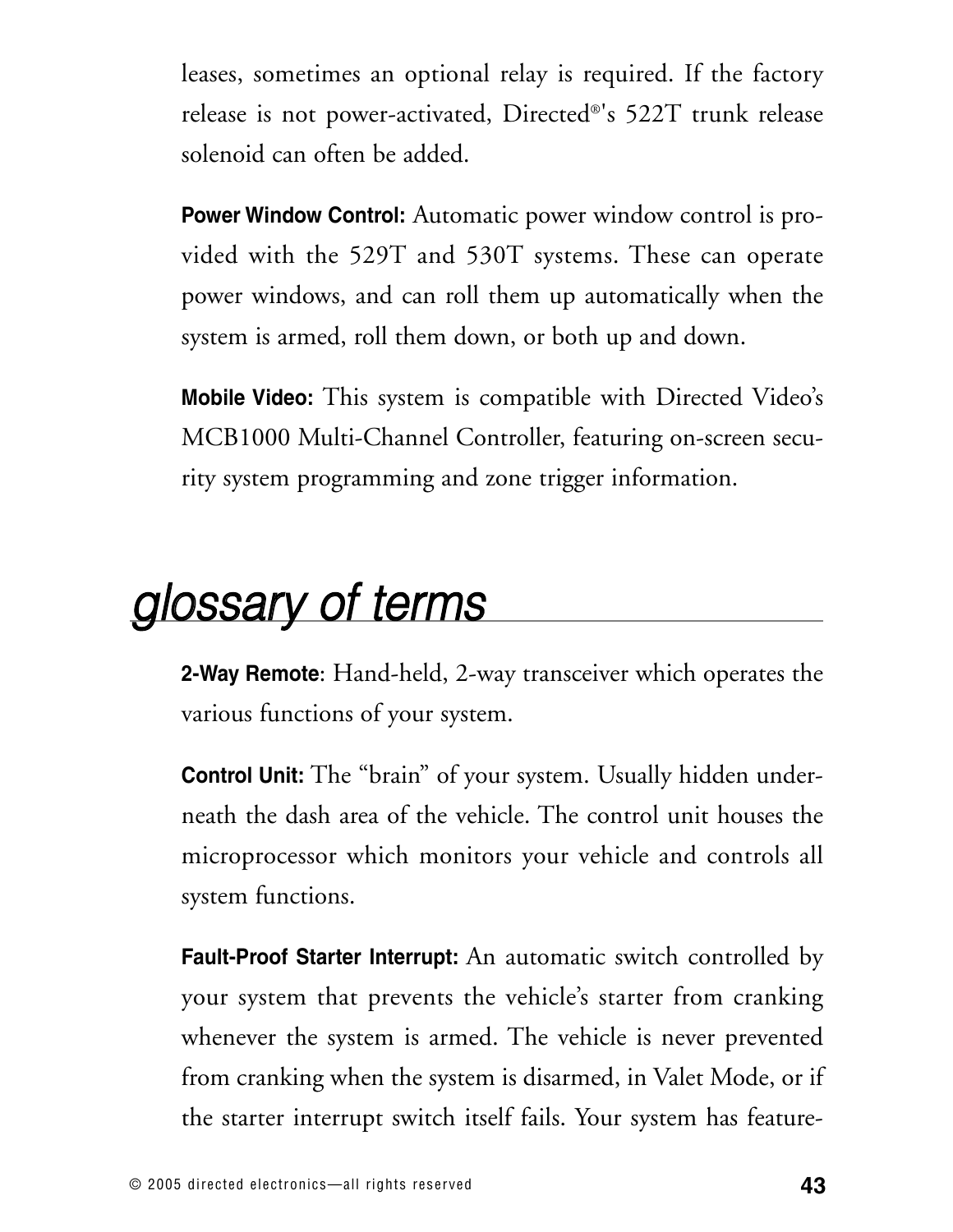leases, sometimes an optional relay is required. If the factory release is not power-activated, Directed®'s 522T trunk release solenoid can often be added.

**Power Window Control:** Automatic power window control is provided with the 529T and 530T systems. These can operate power windows, and can roll them up automatically when the system is armed, roll them down, or both up and down.

**Mobile Video:** This system is compatible with Directed Video's MCB1000 Multi-Channel Controller, featuring on-screen security system programming and zone trigger information.

# glossary of terms

**2-Way Remote**: Hand-held, 2-way transceiver which operates the various functions of your system.

**Control Unit:** The "brain" of your system. Usually hidden underneath the dash area of the vehicle. The control unit houses the microprocessor which monitors your vehicle and controls all system functions.

**Fault-Proof Starter Interrupt:** An automatic switch controlled by your system that prevents the vehicle's starter from cranking whenever the system is armed. The vehicle is never prevented from cranking when the system is disarmed, in Valet Mode, or if the starter interrupt switch itself fails. Your system has feature-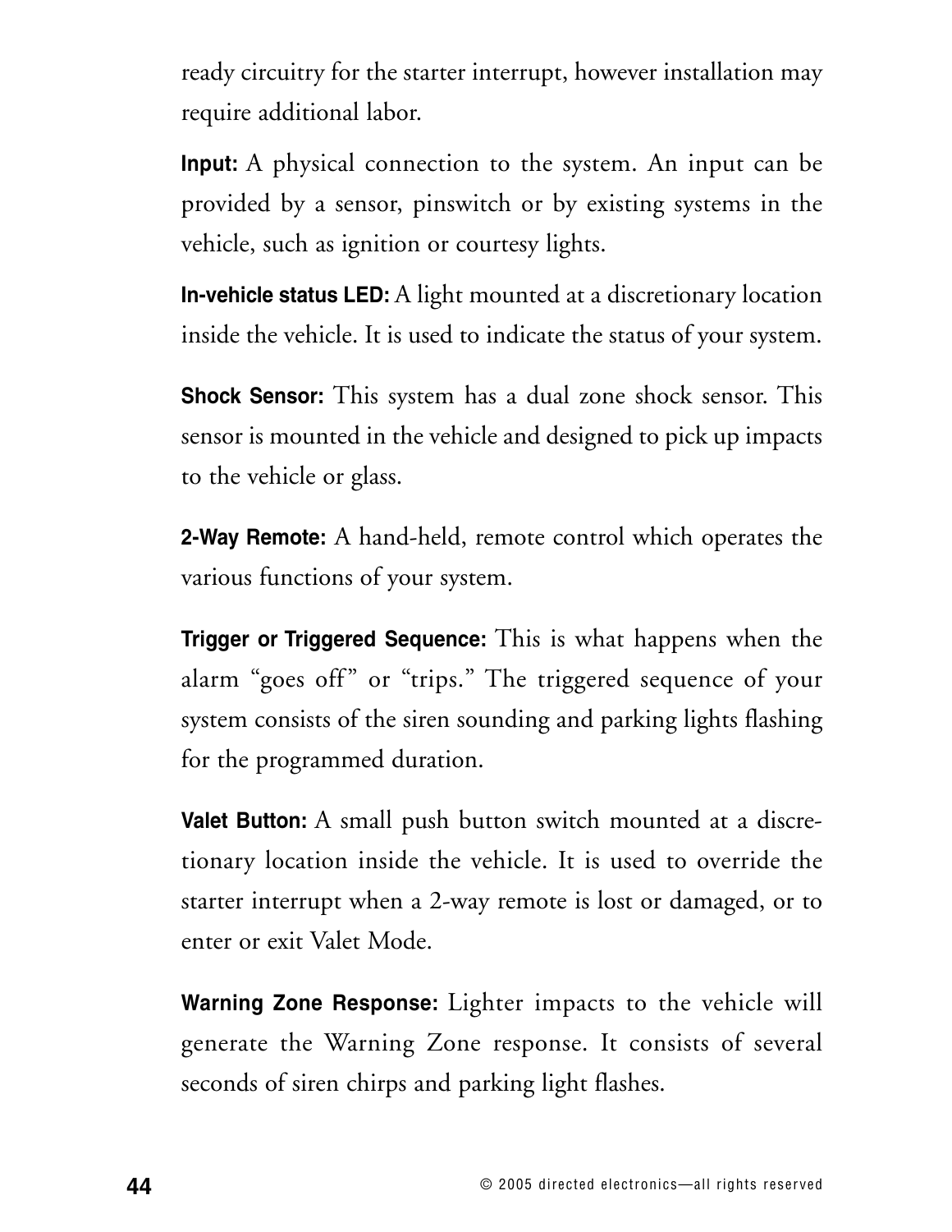ready circuitry for the starter interrupt, however installation may require additional labor.

**Input:** A physical connection to the system. An input can be provided by a sensor, pinswitch or by existing systems in the vehicle, such as ignition or courtesy lights.

**In-vehicle status LED:** A light mounted at a discretionary location inside the vehicle. It is used to indicate the status of your system.

**Shock Sensor:** This system has a dual zone shock sensor. This sensor is mounted in the vehicle and designed to pick up impacts to the vehicle or glass.

**2-Way Remote:** A hand-held, remote control which operates the various functions of your system.

**Trigger or Triggered Sequence:** This is what happens when the alarm "goes off" or "trips." The triggered sequence of your system consists of the siren sounding and parking lights flashing for the programmed duration.

**Valet Button:** A small push button switch mounted at a discretionary location inside the vehicle. It is used to override the starter interrupt when a 2-way remote is lost or damaged, or to enter or exit Valet Mode.

**Warning Zone Response:** Lighter impacts to the vehicle will generate the Warning Zone response. It consists of several seconds of siren chirps and parking light flashes.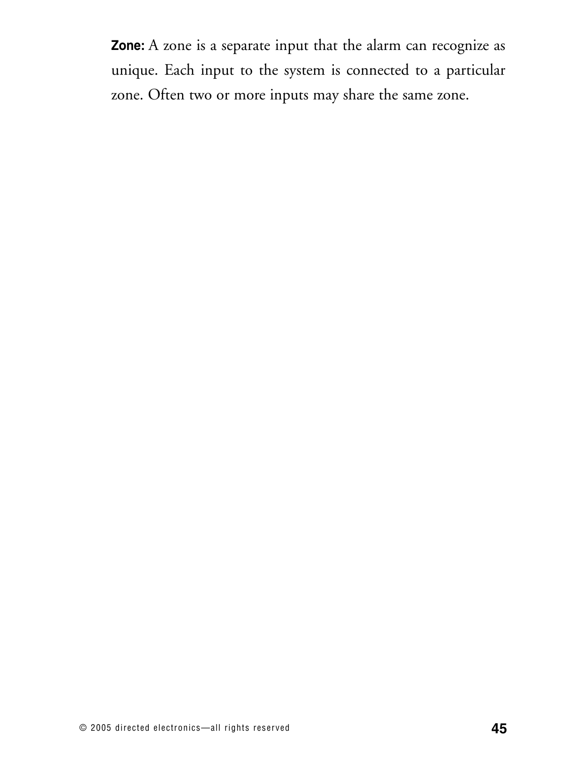**Zone:** A zone is a separate input that the alarm can recognize as unique. Each input to the system is connected to a particular zone. Often two or more inputs may share the same zone.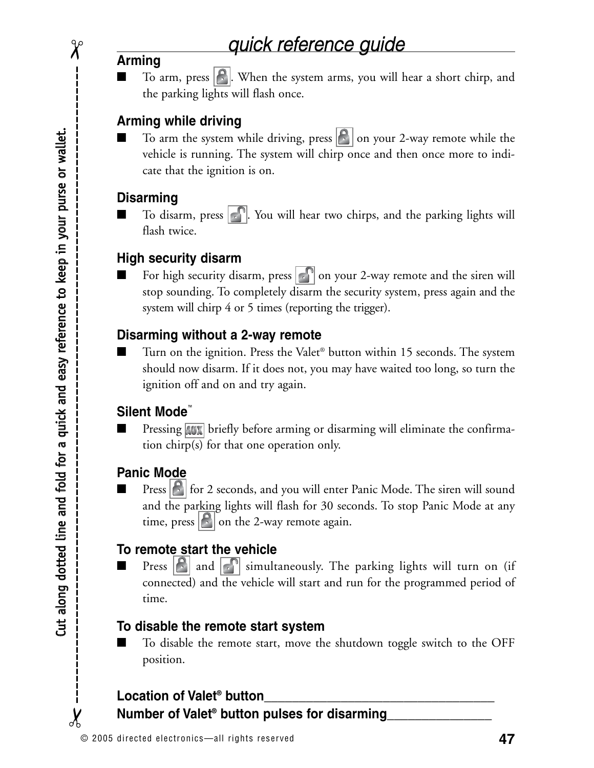# quick reference guide

## Arming

- To arm, press [lock]. When the system arms, you will hear a short chirp, and the parking lights will flash once.

## Arming while driving

- To arm the system while driving, press [lock] on your 2-way remote while the vehicle is running. The system will chirp once and then once more to indicate that the ignition is on.

## Disarming

- To disarm, press [unlock]. You will hear two chirps, and the parking lights will flash twice.

## High security disarm

- For high security disarm, press [unlock] on your 2-way remote and the siren will stop sounding. To completely disarm the security system, press again and the system will chirp 4 or 5 times (reporting the trigger).

## Disarming without a 2-way remote

- Turn on the ignition. Press the Valet® button within 15 seconds. The system should now disarm. If it does not, you may have waited too long, so turn the ignition off and on and try again.

## Silent Mode™

- Pressing [AUX] briefly before arming or disarming will eliminate the confirmation chirp(s) for that one operation only.

## Panic Mode

- Press [lock] for 2 seconds, and you will enter Panic Mode. The siren will sound and the parking lights will flash for 30 seconds. To stop Panic Mode at any time, press [lock] on the 2-way remote again.

## To remote start the vehicle

- Press [lock] and [unlock] simultaneously. The parking lights will turn on (if connected) and the vehicle will start and run for the programmed period of time.

## To disable the remote start system

- To disable the remote start, move the shutdown toggle switch to the OFF position.

**Location of Valet® button**___________________________________

**Number of Valet® button pulses for disarming**_______________

Cut along dotted line and fold for a quick and easy reference to keep in your purse or wallet.

© 2005 directed electronics—all rights reserved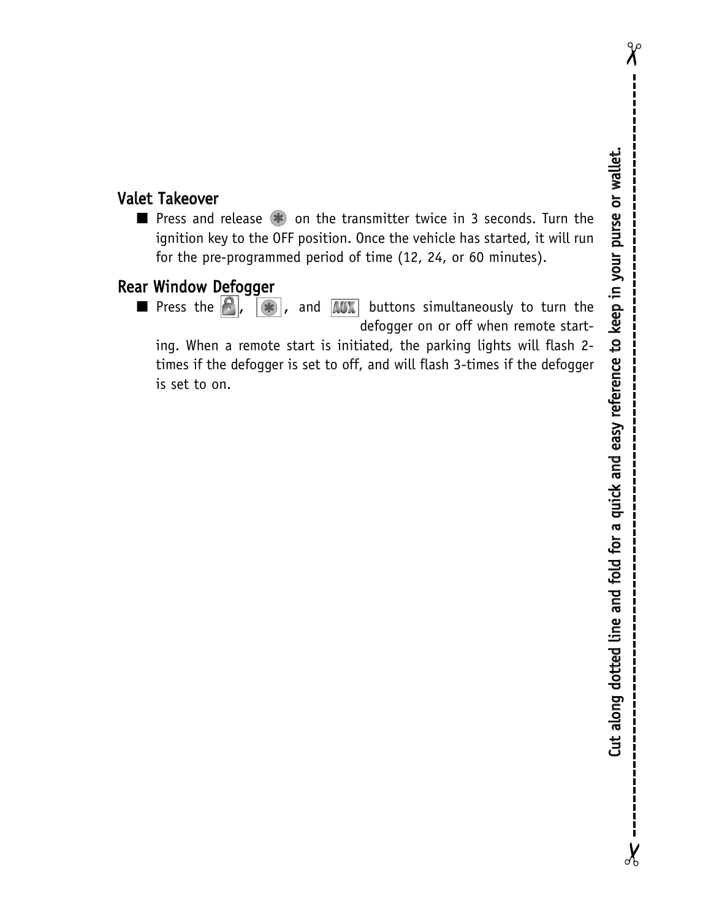### Valet Takeover

- Press and release ✱ on the transmitter twice in 3 seconds. Turn the ignition key to the OFF position. Once the vehicle has started, it will run for the pre-programmed period of time (12, 24, or 60 minutes).

### Rear Window Defogger

- Press the 🔒, ✱, and AUX buttons simultaneously to turn the defogger on or off when remote starting. When a remote start is initiated, the parking lights will flash 2-times if the defogger is set to off, and will flash 3-times if the defogger is set to on.

Cut along dotted line and fold for a quick and easy reference to keep in your purse or wallet.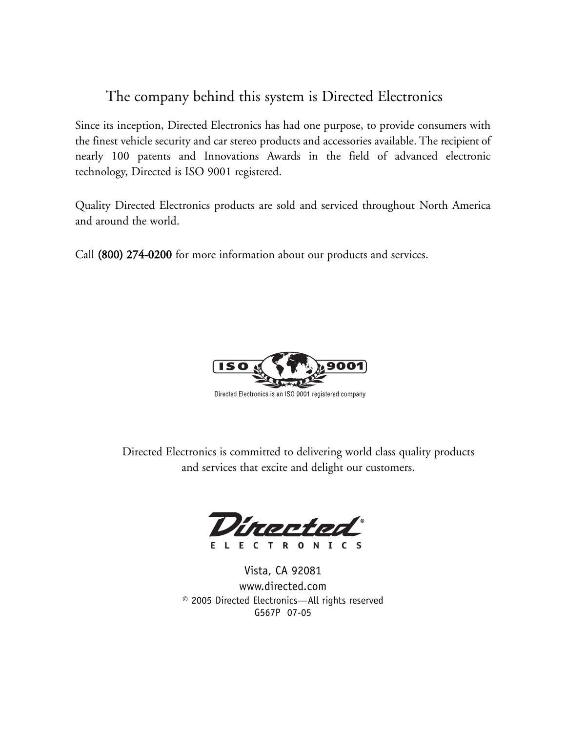## The company behind this system is Directed Electronics

Since its inception, Directed Electronics has had one purpose, to provide consumers with the finest vehicle security and car stereo products and accessories available. The recipient of nearly 100 patents and Innovations Awards in the field of advanced electronic technology, Directed is ISO 9001 registered.

Quality Directed Electronics products are sold and serviced throughout North America and around the world.

Call **(800) 274-0200** for more information about our products and services.

ISO 9001

Directed Electronics is an ISO 9001 registered company.

Directed Electronics is committed to delivering world class quality products and services that excite and delight our customers.

Directed® ELECTRONICS

Vista, CA 92081
www.directed.com
© 2005 Directed Electronics—All rights reserved
G567P 07-05